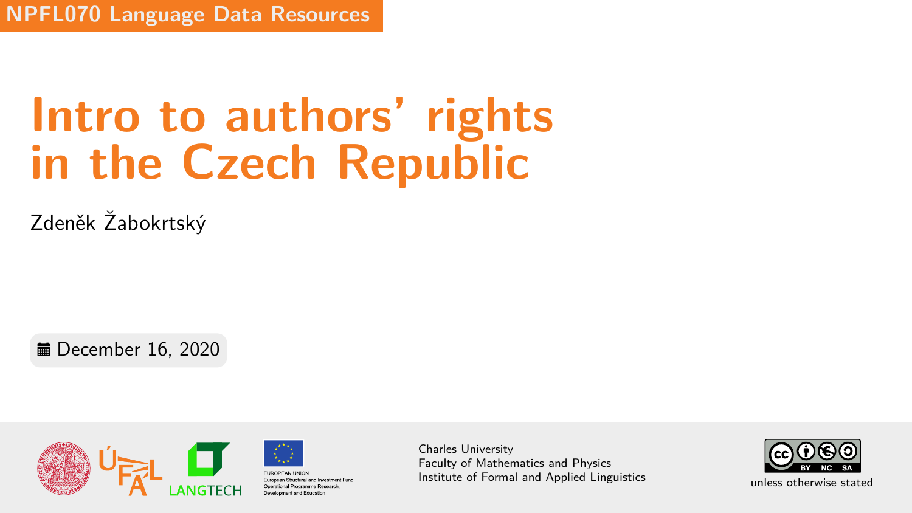NPFL070 Language Data Resources

# Intro to authors' rights in the Czech Republic

Zdeněk Žabokrtský

December 16, 2020

EUROPEAN UNION
European Structural and Investment Fund
Operational Programme Research, Development and Education

Charles University
Faculty of Mathematics and Physics
Institute of Formal and Applied Linguistics

unless otherwise stated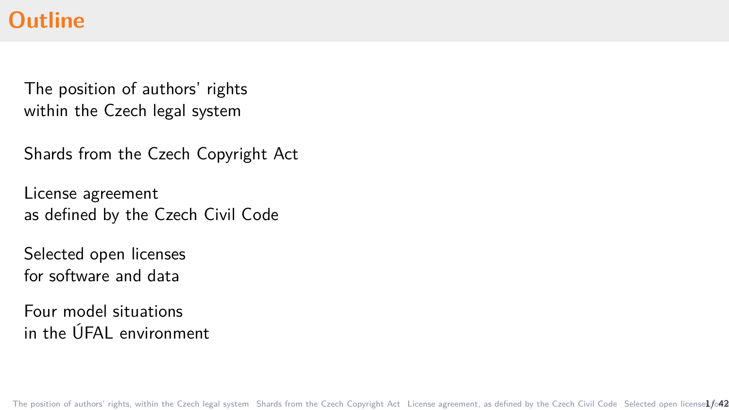# Outline

The position of authors' rights
within the Czech legal system

Shards from the Czech Copyright Act

License agreement
as defined by the Czech Civil Code

Selected open licenses
for software and data

Four model situations
in the ÚFAL environment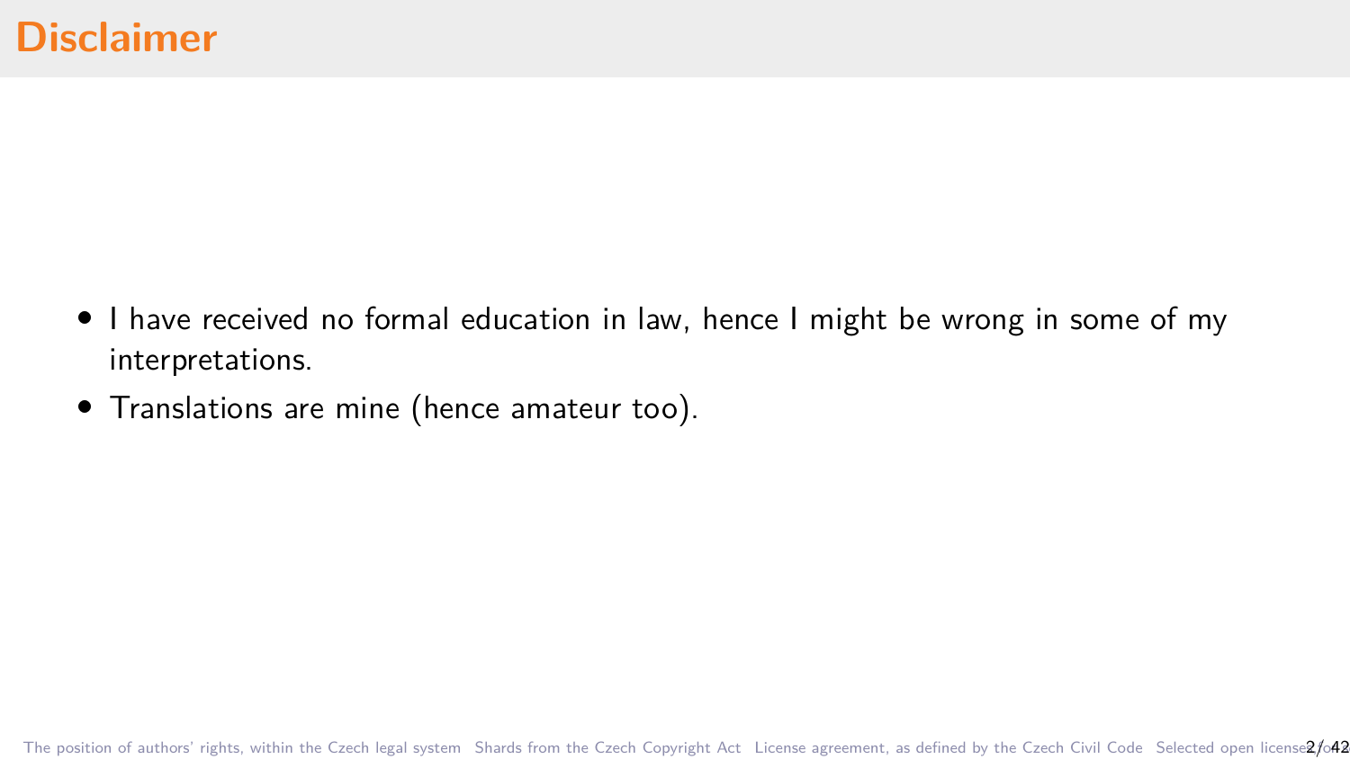# Disclaimer

- I have received no formal education in law, hence I might be wrong in some of my interpretations.
- Translations are mine (hence amateur too).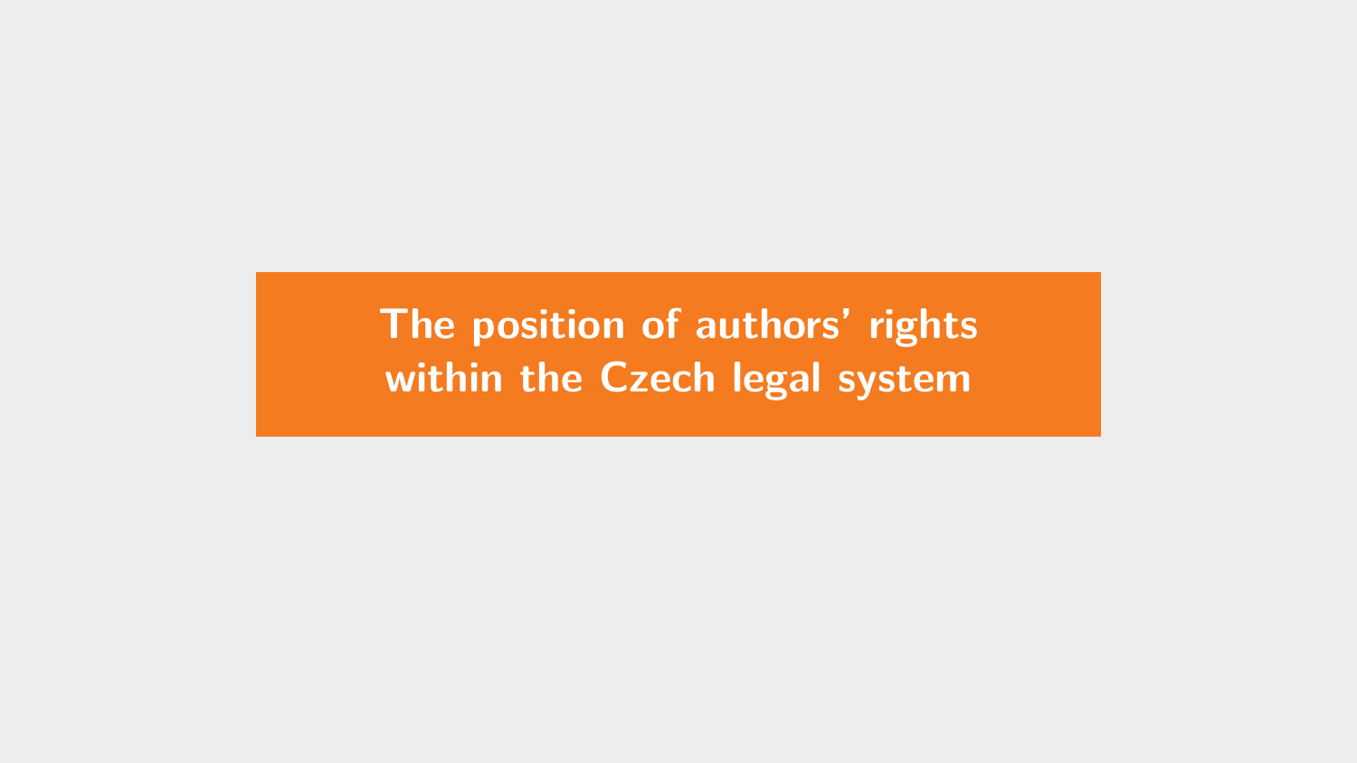# The position of authors' rights within the Czech legal system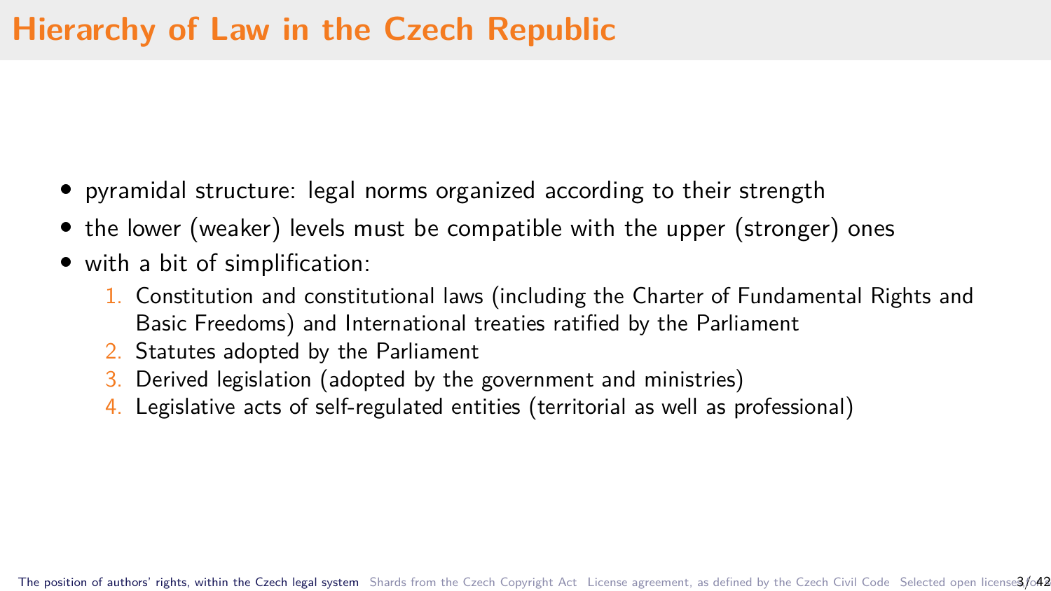# Hierarchy of Law in the Czech Republic

- pyramidal structure: legal norms organized according to their strength
- the lower (weaker) levels must be compatible with the upper (stronger) ones
- with a bit of simplification:
  1. Constitution and constitutional laws (including the Charter of Fundamental Rights and Basic Freedoms) and International treaties ratified by the Parliament
  2. Statutes adopted by the Parliament
  3. Derived legislation (adopted by the government and ministries)
  4. Legislative acts of self-regulated entities (territorial as well as professional)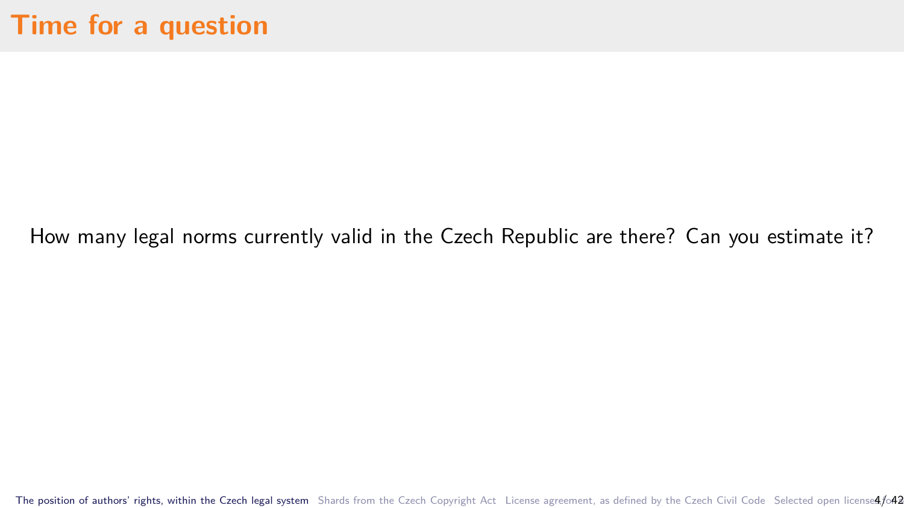# Time for a question

How many legal norms currently valid in the Czech Republic are there? Can you estimate it?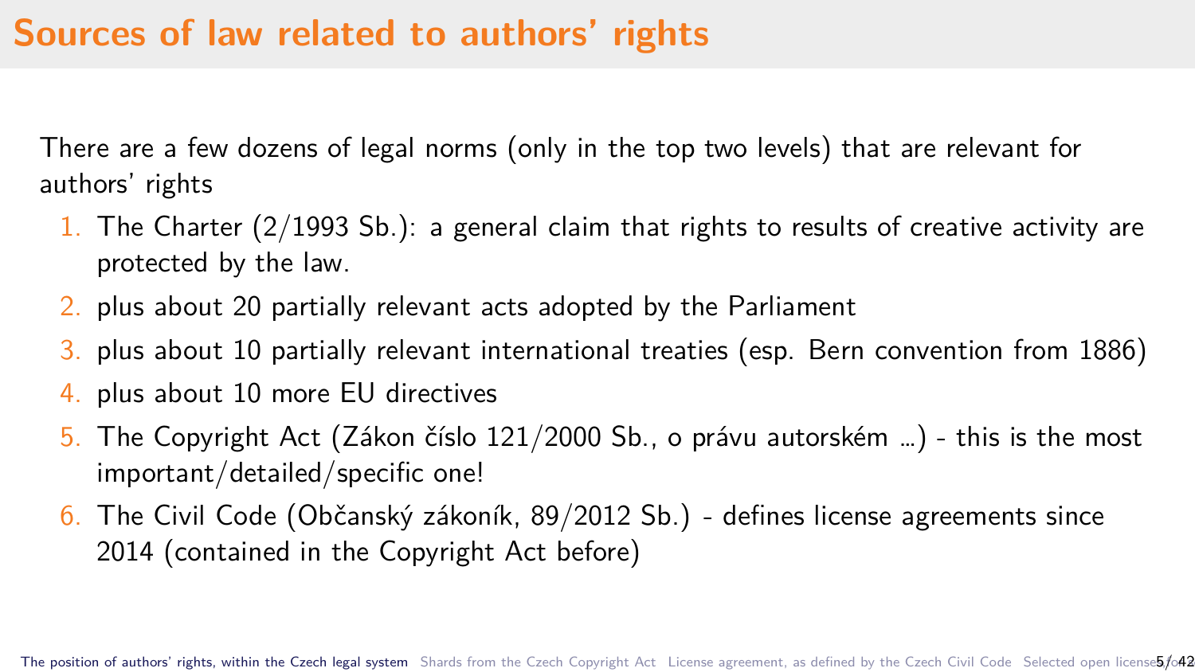# Sources of law related to authors' rights

There are a few dozens of legal norms (only in the top two levels) that are relevant for authors' rights

1. The Charter (2/1993 Sb.): a general claim that rights to results of creative activity are protected by the law.
2. plus about 20 partially relevant acts adopted by the Parliament
3. plus about 10 partially relevant international treaties (esp. Bern convention from 1886)
4. plus about 10 more EU directives
5. The Copyright Act (Zákon číslo 121/2000 Sb., o právu autorském ...) - this is the most important/detailed/specific one!
6. The Civil Code (Občanský zákoník, 89/2012 Sb.) - defines license agreements since 2014 (contained in the Copyright Act before)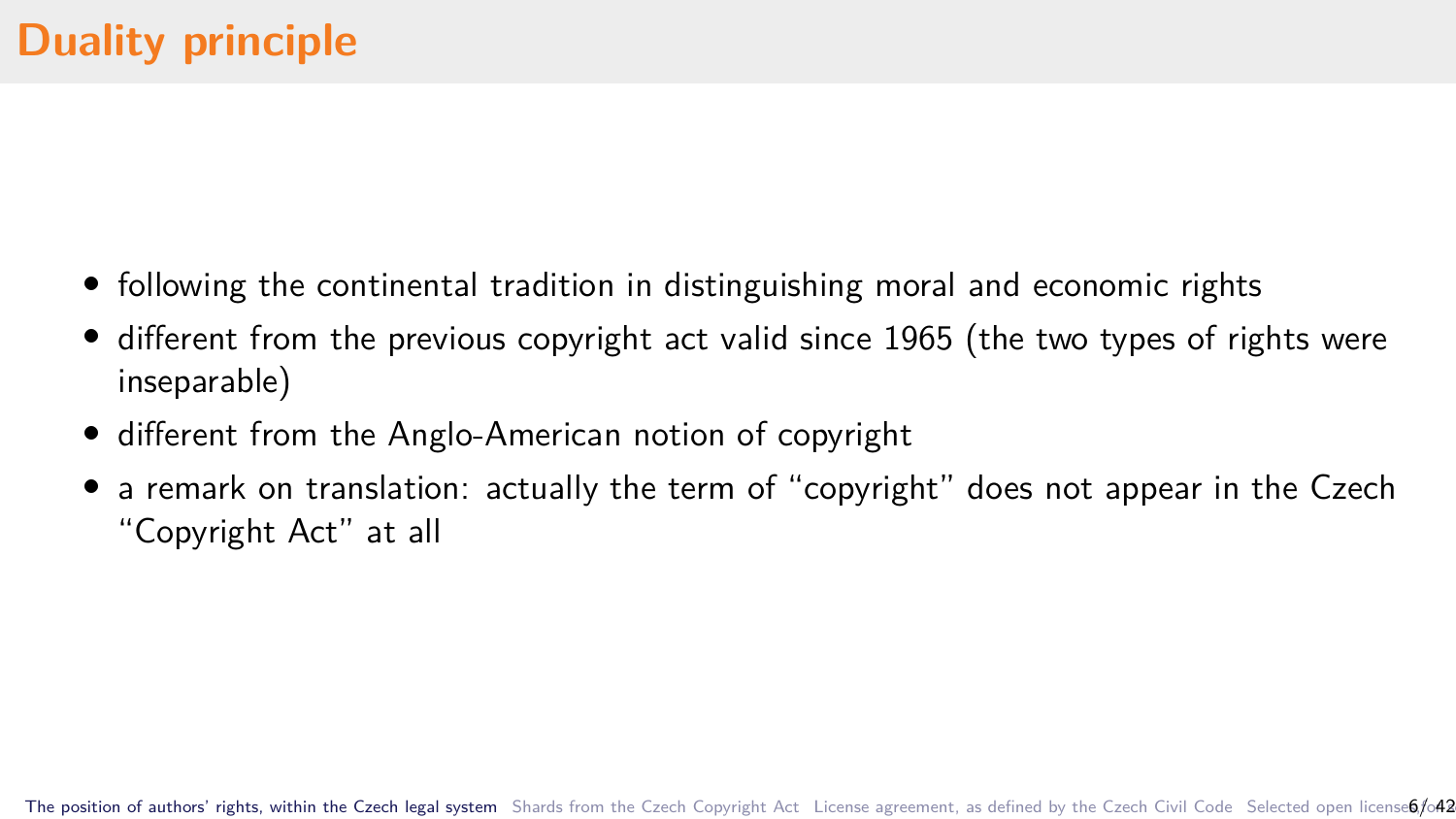# Duality principle

- following the continental tradition in distinguishing moral and economic rights
- different from the previous copyright act valid since 1965 (the two types of rights were inseparable)
- different from the Anglo-American notion of copyright
- a remark on translation: actually the term of "copyright" does not appear in the Czech "Copyright Act" at all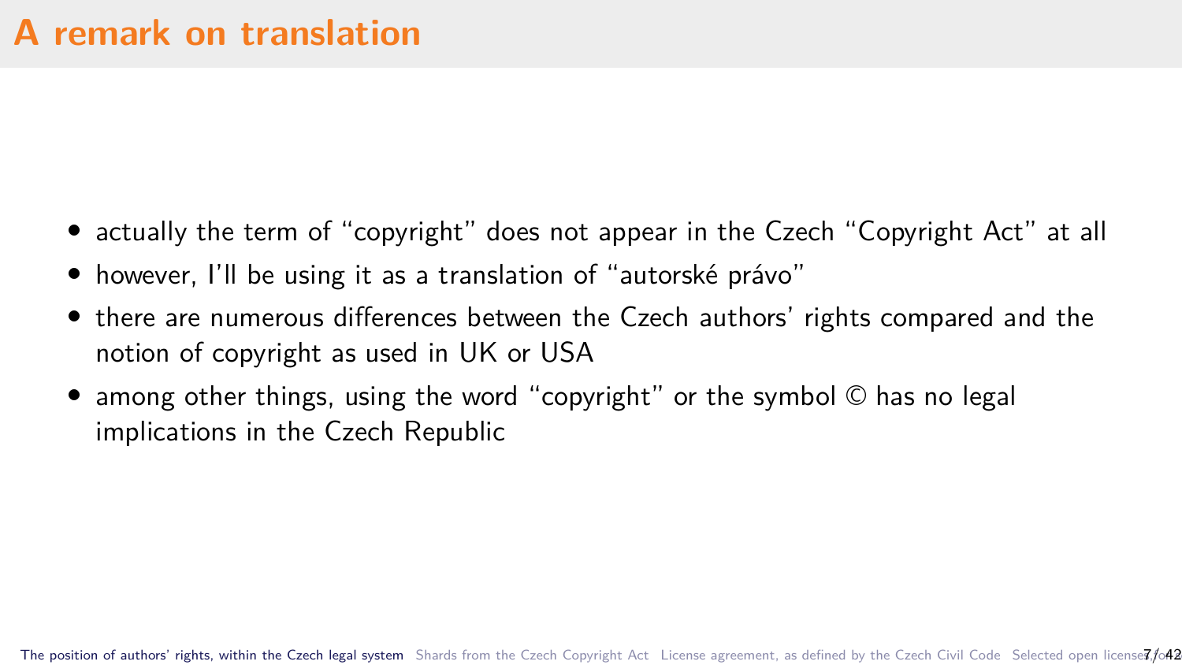# A remark on translation

- actually the term of "copyright" does not appear in the Czech "Copyright Act" at all
- however, I'll be using it as a translation of "autorské právo"
- there are numerous differences between the Czech authors' rights compared and the notion of copyright as used in UK or USA
- among other things, using the word "copyright" or the symbol © has no legal implications in the Czech Republic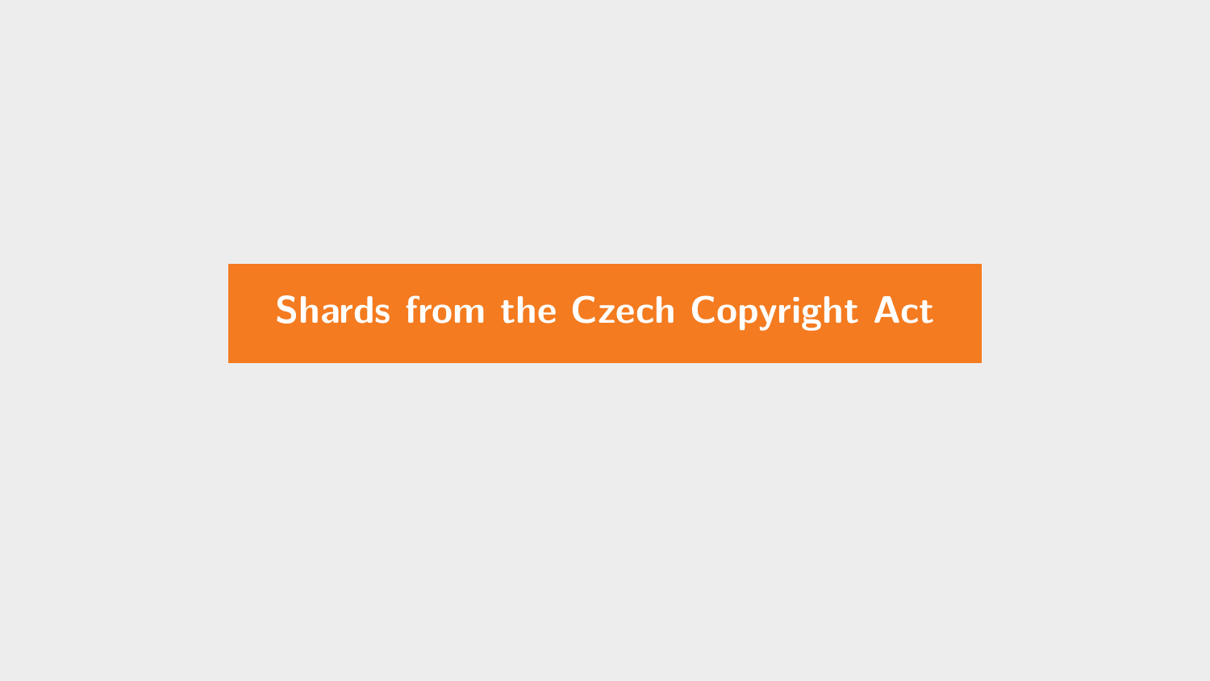# Shards from the Czech Copyright Act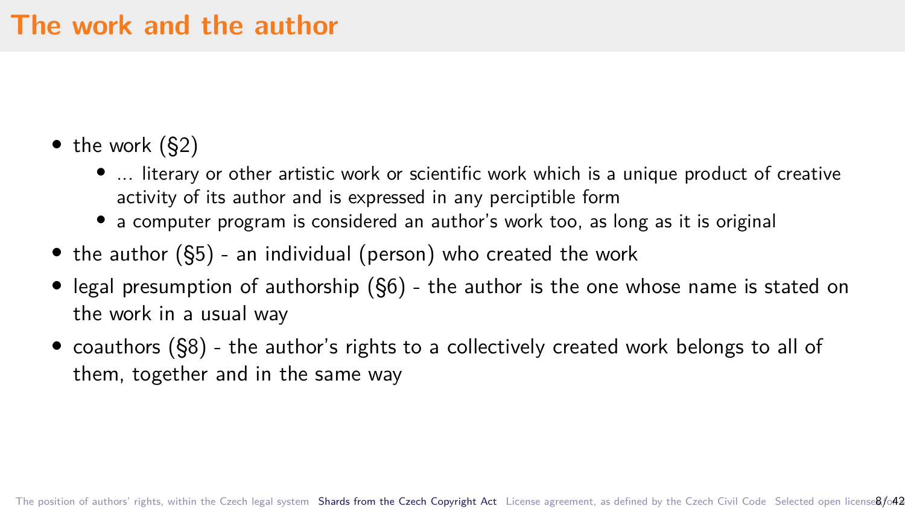# The work and the author

- the work (§2)
  - ... literary or other artistic work or scientific work which is a unique product of creative activity of its author and is expressed in any perciptible form
  - a computer program is considered an author's work too, as long as it is original
- the author (§5) - an individual (person) who created the work
- legal presumption of authorship (§6) - the author is the one whose name is stated on the work in a usual way
- coauthors (§8) - the author's rights to a collectively created work belongs to all of them, together and in the same way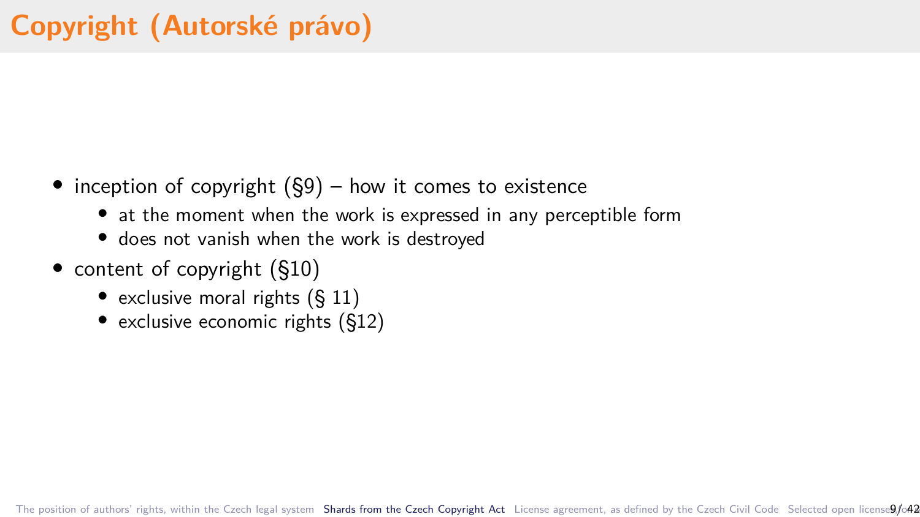# Copyright (Autorské právo)

- inception of copyright (§9) – how it comes to existence
  - at the moment when the work is expressed in any perceptible form
  - does not vanish when the work is destroyed
- content of copyright (§10)
  - exclusive moral rights (§ 11)
  - exclusive economic rights (§12)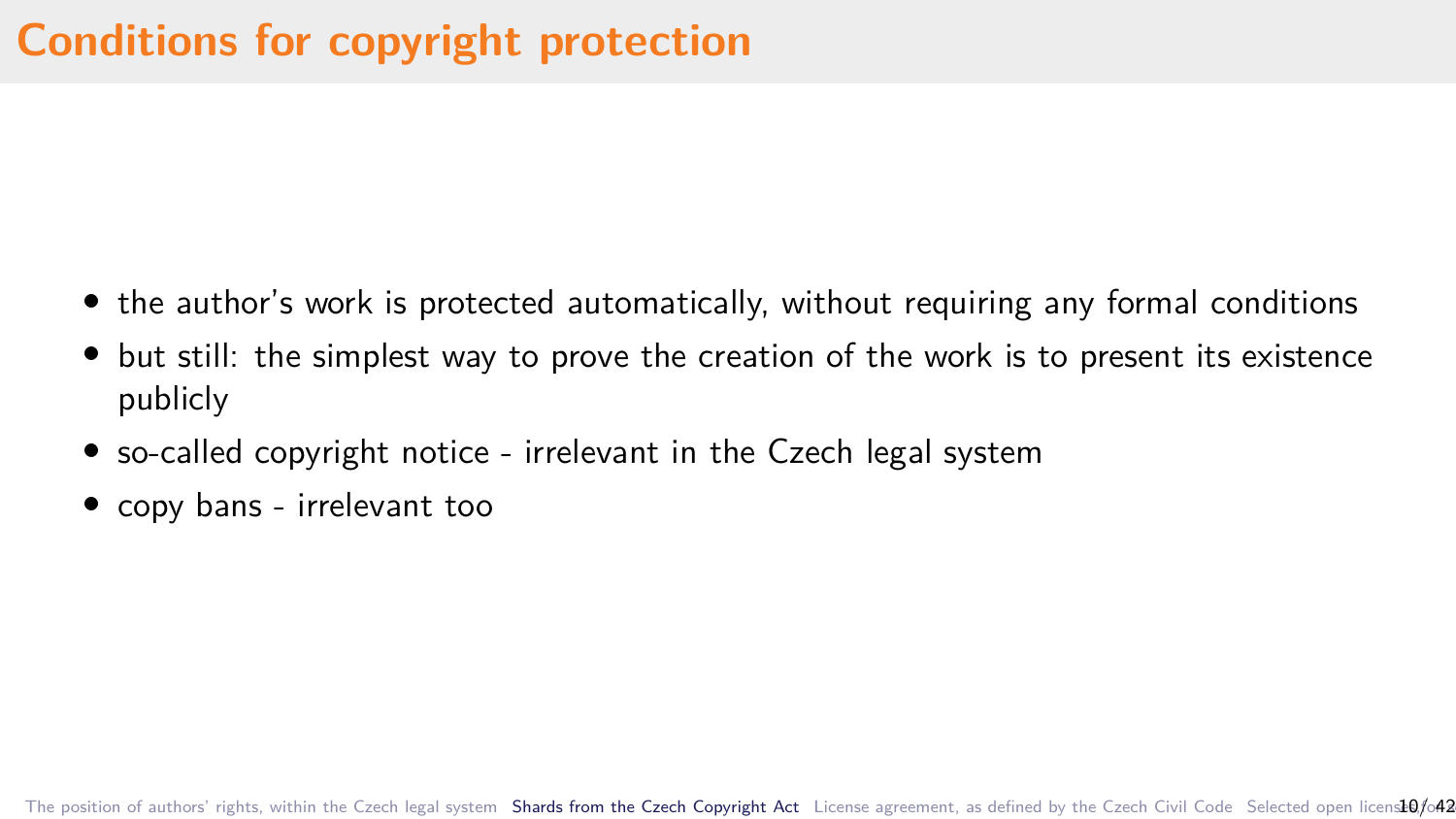# Conditions for copyright protection

- the author's work is protected automatically, without requiring any formal conditions
- but still: the simplest way to prove the creation of the work is to present its existence publicly
- so-called copyright notice - irrelevant in the Czech legal system
- copy bans - irrelevant too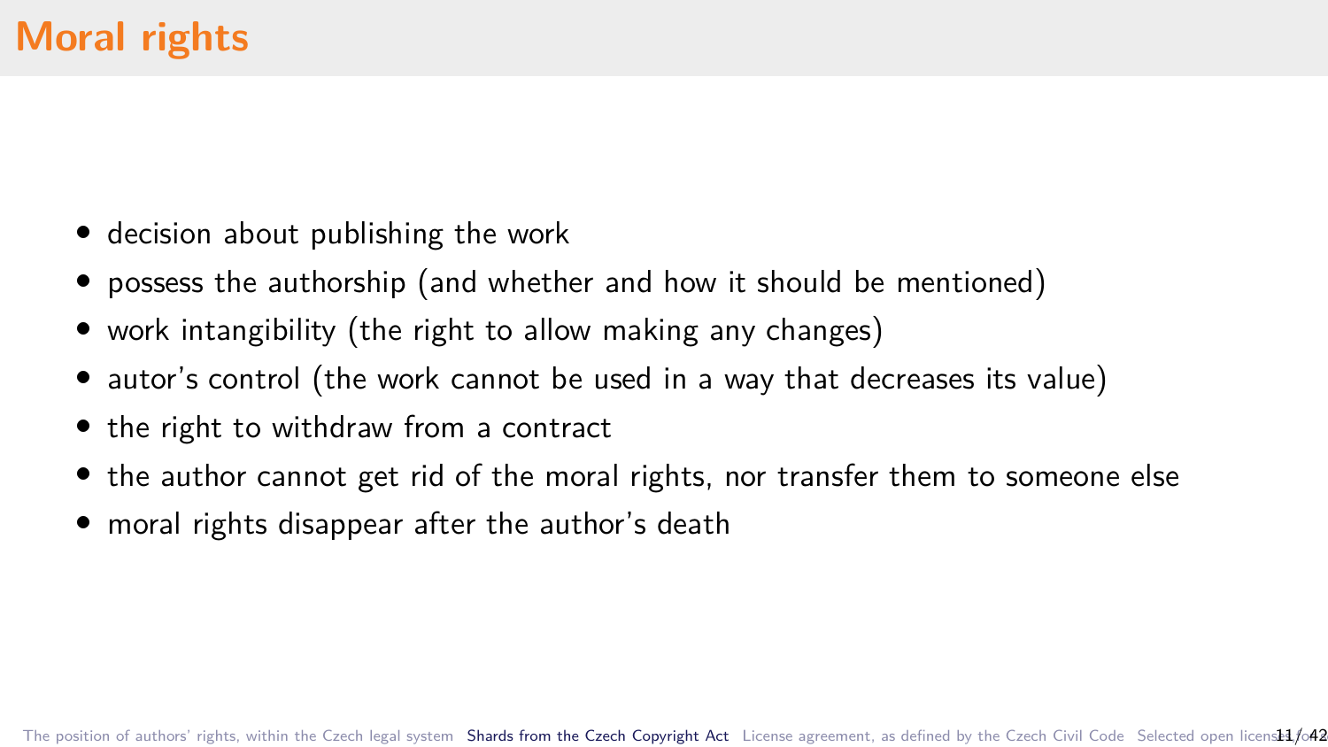# Moral rights

- decision about publishing the work
- possess the authorship (and whether and how it should be mentioned)
- work intangibility (the right to allow making any changes)
- autor's control (the work cannot be used in a way that decreases its value)
- the right to withdraw from a contract
- the author cannot get rid of the moral rights, nor transfer them to someone else
- moral rights disappear after the author's death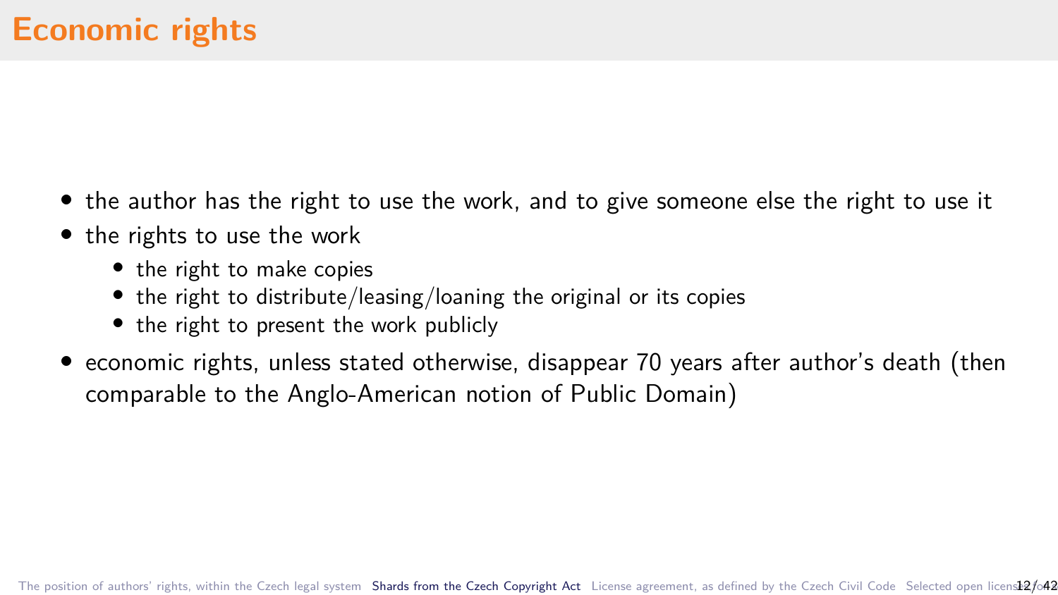# Economic rights

- the author has the right to use the work, and to give someone else the right to use it
- the rights to use the work
  - the right to make copies
  - the right to distribute/leasing/loaning the original or its copies
  - the right to present the work publicly
- economic rights, unless stated otherwise, disappear 70 years after author's death (then comparable to the Anglo-American notion of Public Domain)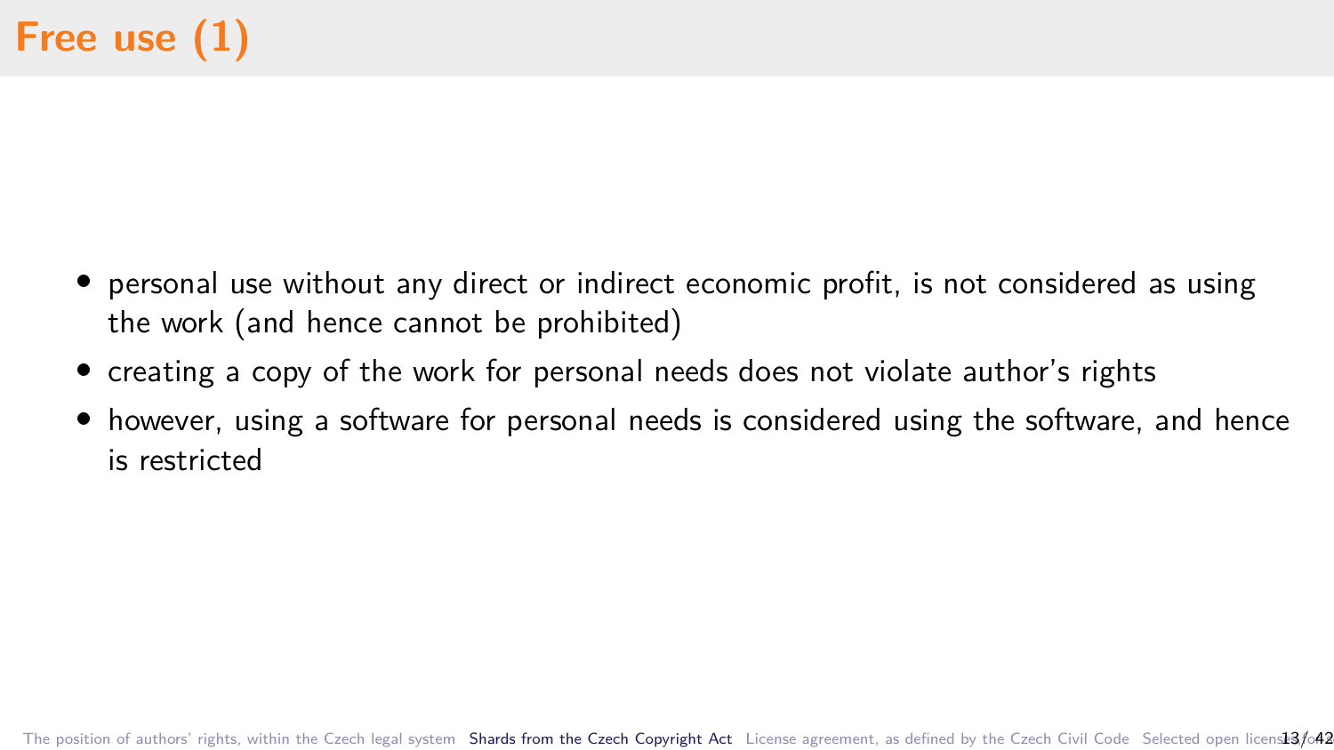# Free use (1)

- personal use without any direct or indirect economic profit, is not considered as using the work (and hence cannot be prohibited)
- creating a copy of the work for personal needs does not violate author's rights
- however, using a software for personal needs is considered using the software, and hence is restricted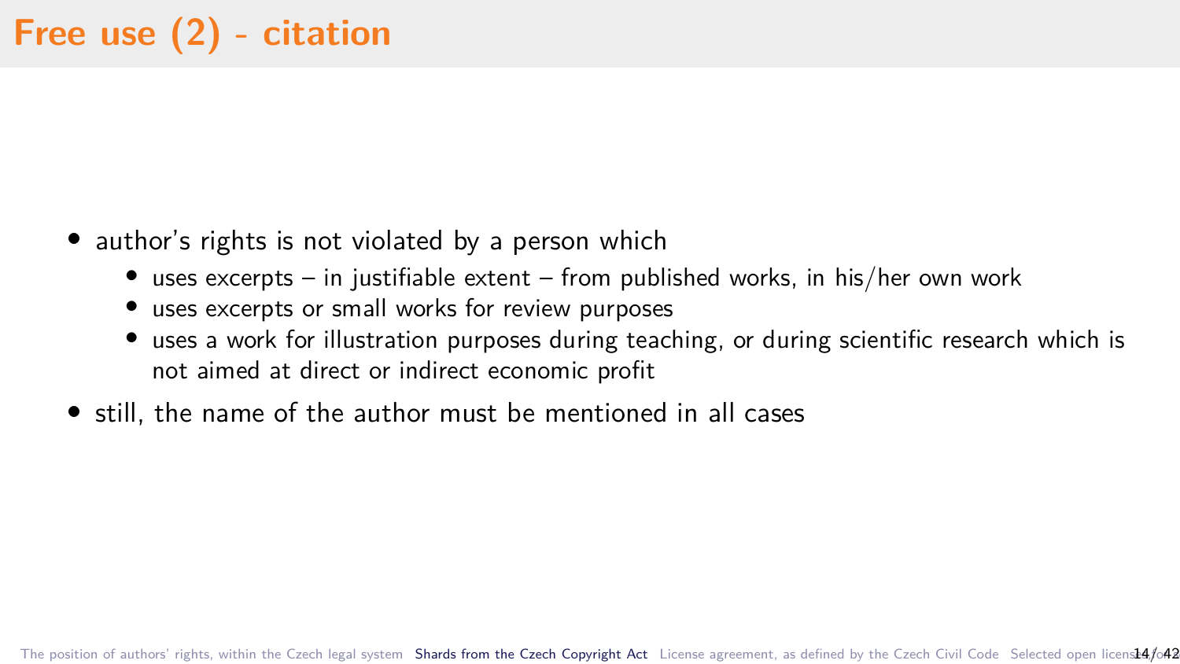# Free use (2) - citation

- author's rights is not violated by a person which
  - uses excerpts – in justifiable extent – from published works, in his/her own work
  - uses excerpts or small works for review purposes
  - uses a work for illustration purposes during teaching, or during scientific research which is not aimed at direct or indirect economic profit
- still, the name of the author must be mentioned in all cases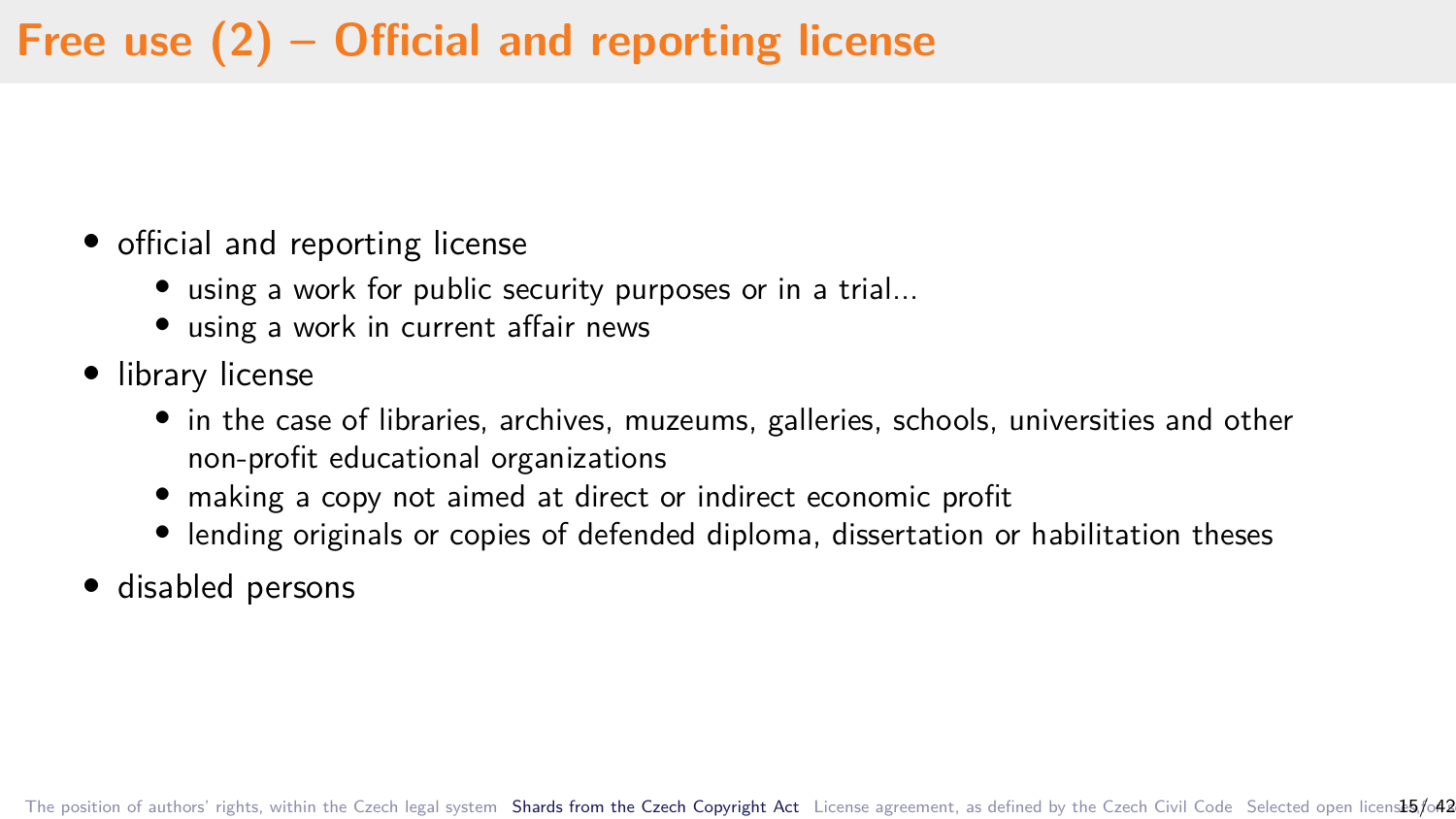# Free use (2) – Official and reporting license

- official and reporting license
  - using a work for public security purposes or in a trial...
  - using a work in current affair news
- library license
  - in the case of libraries, archives, muzeums, galleries, schools, universities and other non-profit educational organizations
  - making a copy not aimed at direct or indirect economic profit
  - lending originals or copies of defended diploma, dissertation or habilitation theses
- disabled persons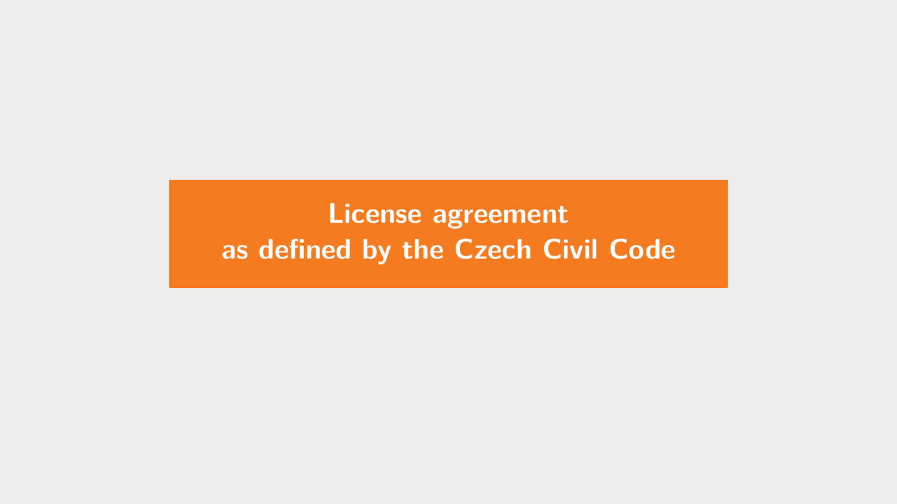# License agreement as defined by the Czech Civil Code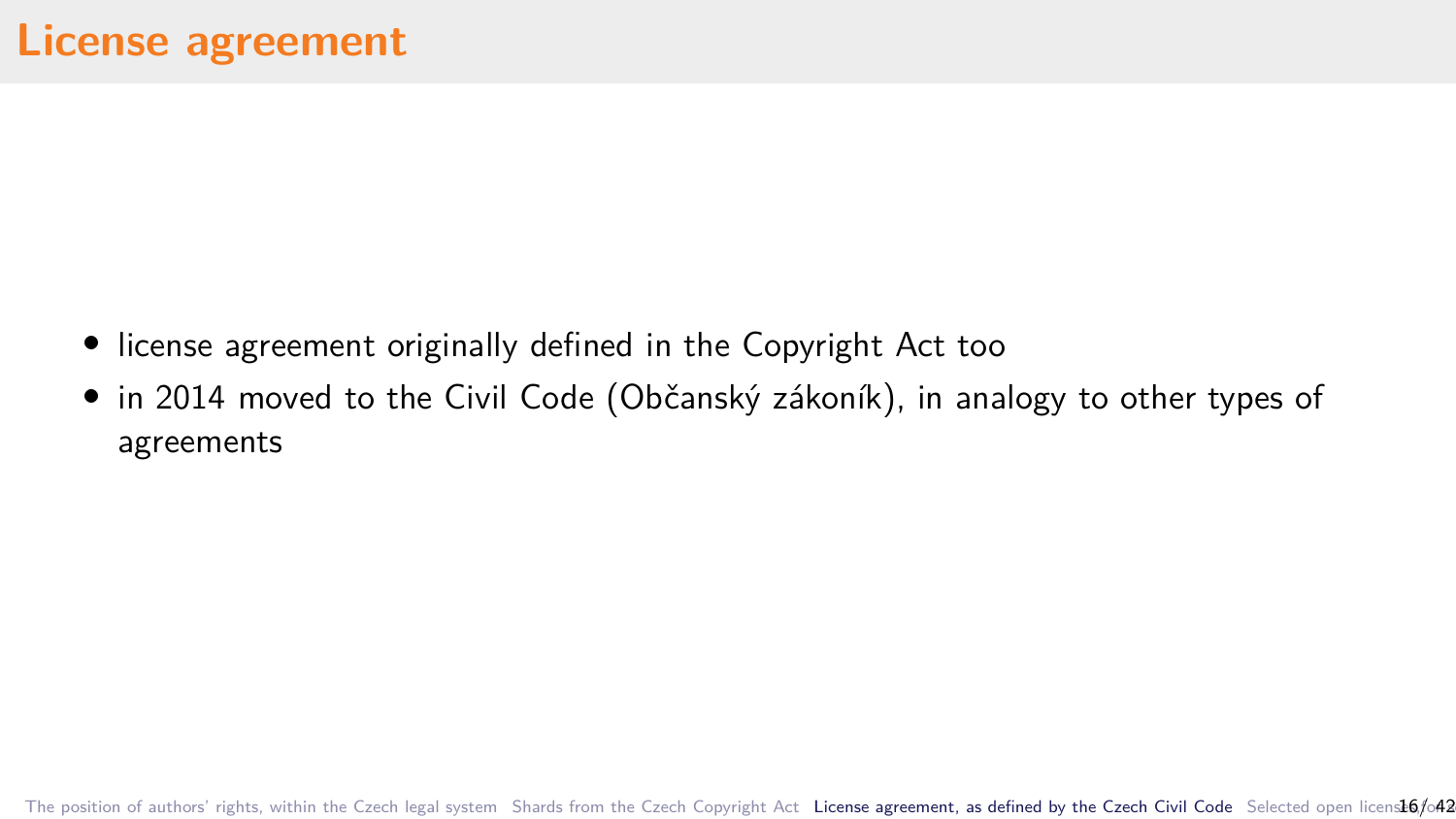# License agreement

- license agreement originally defined in the Copyright Act too
- in 2014 moved to the Civil Code (Občanský zákoník), in analogy to other types of agreements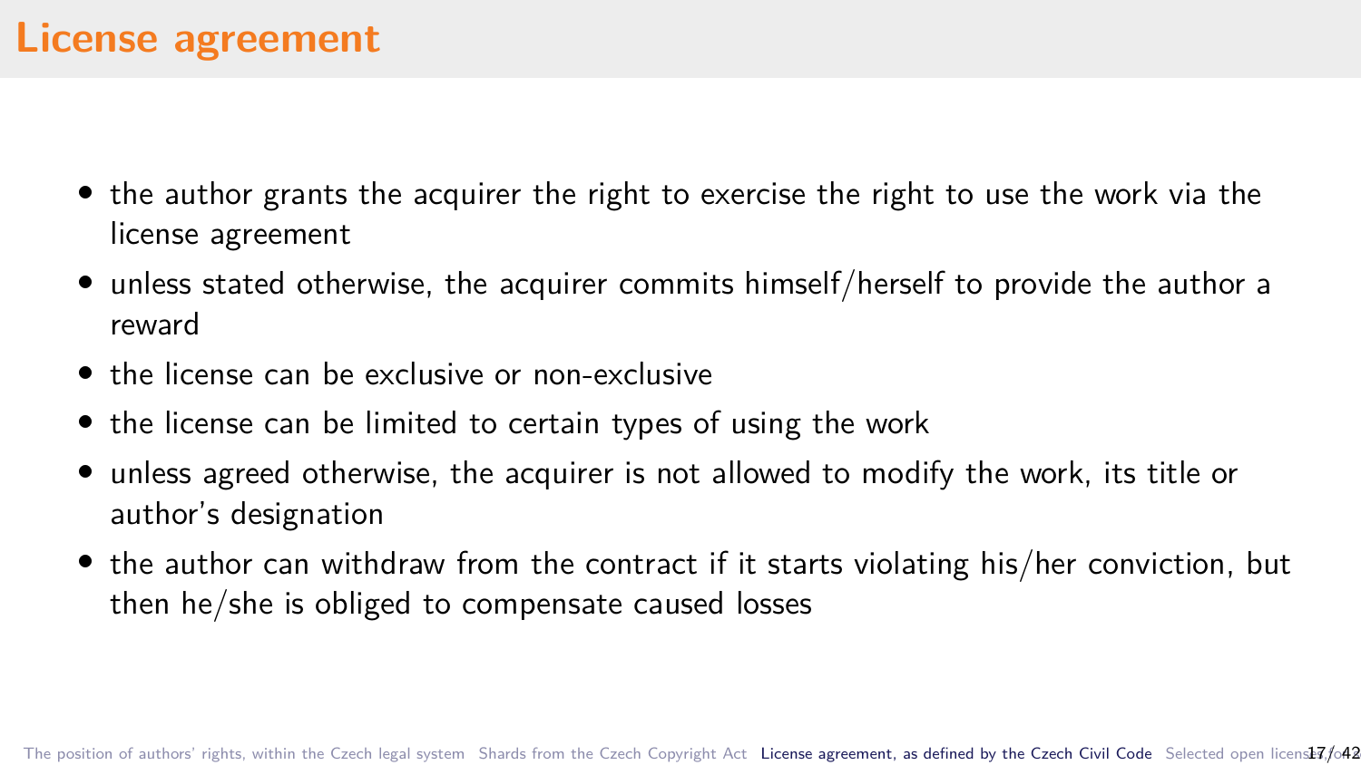# License agreement

- the author grants the acquirer the right to exercise the right to use the work via the license agreement
- unless stated otherwise, the acquirer commits himself/herself to provide the author a reward
- the license can be exclusive or non-exclusive
- the license can be limited to certain types of using the work
- unless agreed otherwise, the acquirer is not allowed to modify the work, its title or author's designation
- the author can withdraw from the contract if it starts violating his/her conviction, but then he/she is obliged to compensate caused losses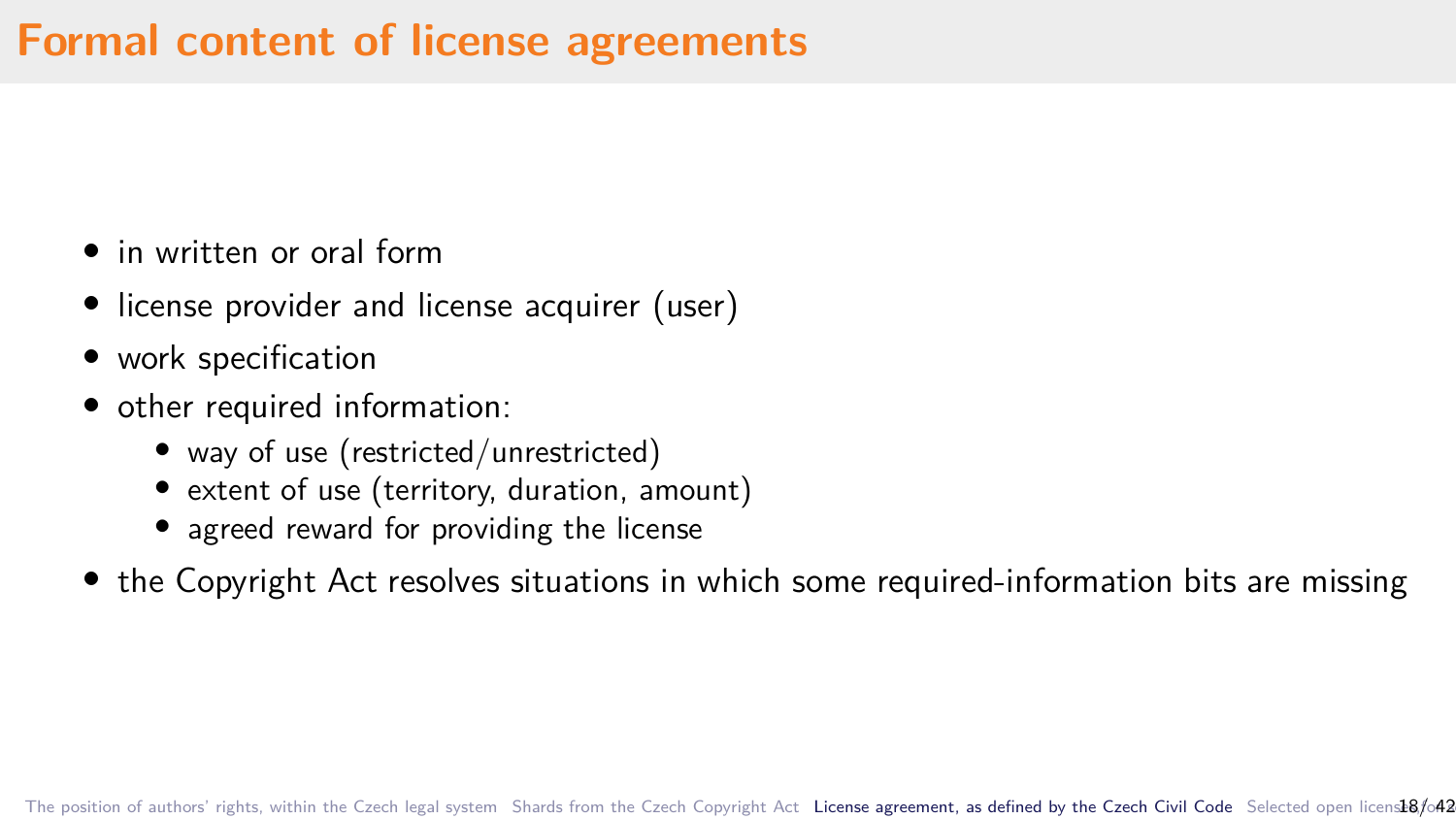# Formal content of license agreements

- in written or oral form
- license provider and license acquirer (user)
- work specification
- other required information:
  - way of use (restricted/unrestricted)
  - extent of use (territory, duration, amount)
  - agreed reward for providing the license
- the Copyright Act resolves situations in which some required-information bits are missing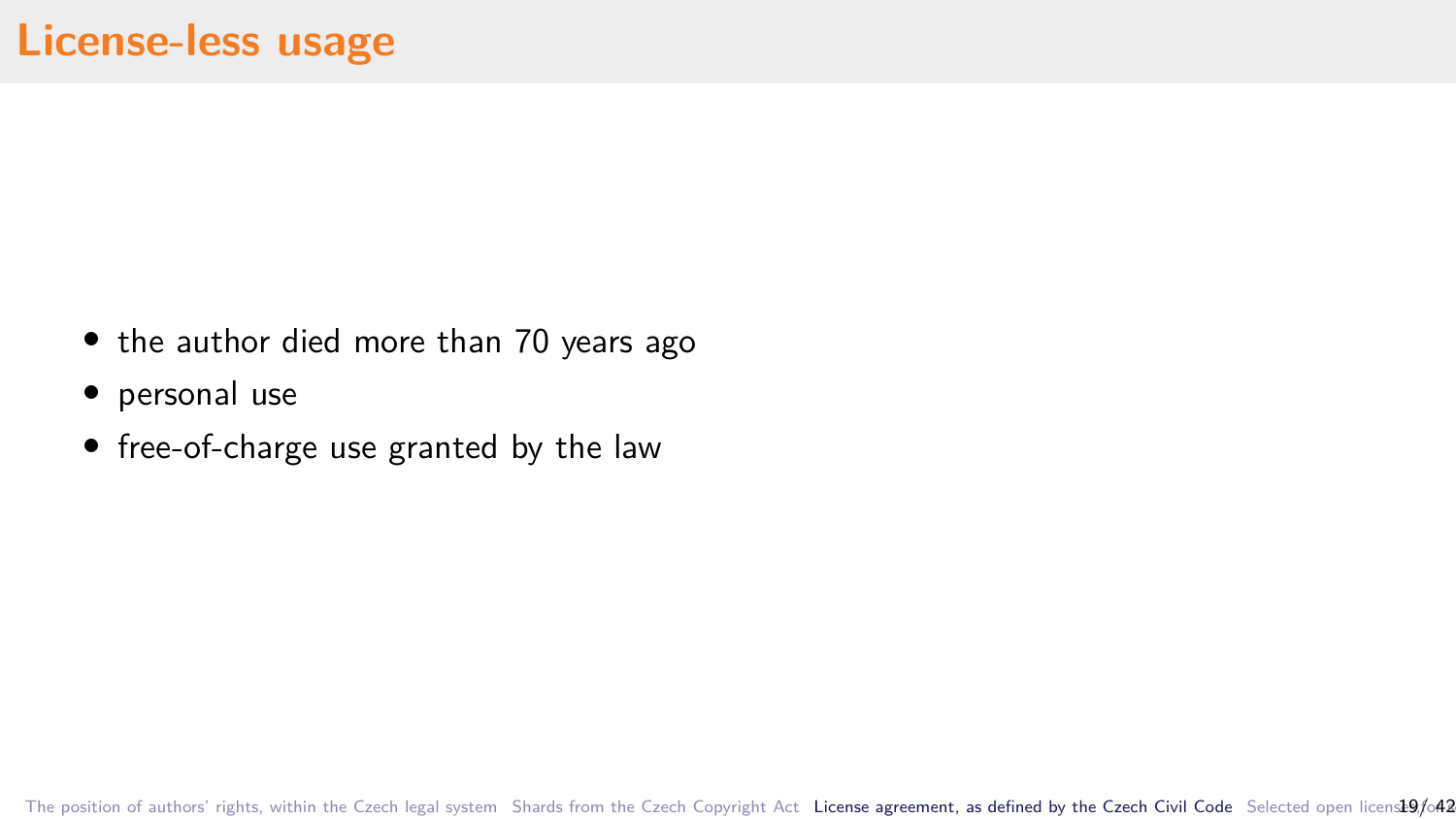# License-less usage

- the author died more than 70 years ago
- personal use
- free-of-charge use granted by the law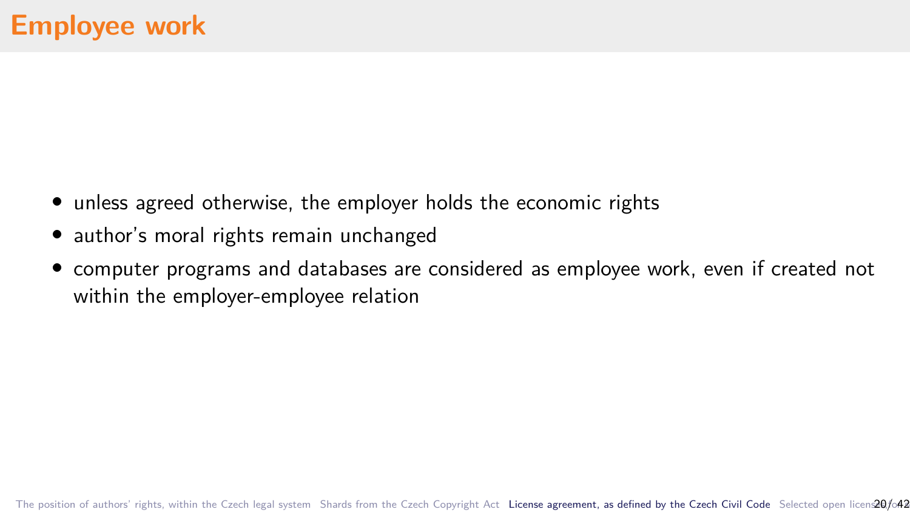# Employee work

- unless agreed otherwise, the employer holds the economic rights
- author's moral rights remain unchanged
- computer programs and databases are considered as employee work, even if created not within the employer-employee relation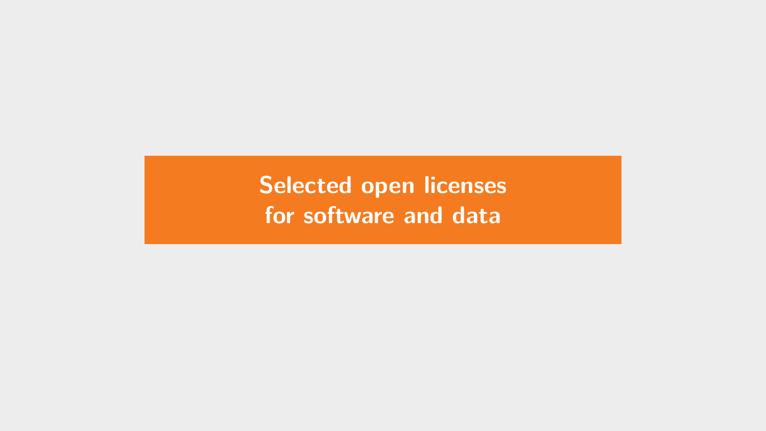# Selected open licenses for software and data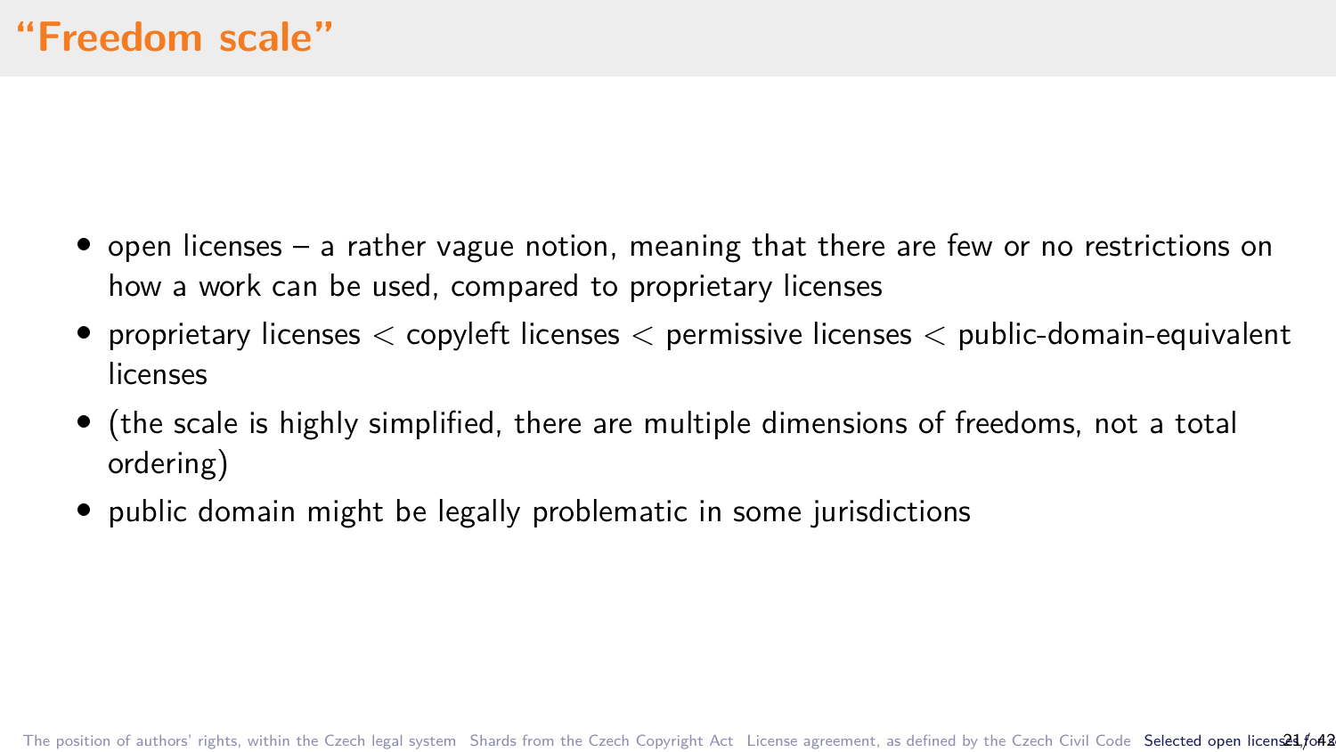# “Freedom scale”

- open licenses – a rather vague notion, meaning that there are few or no restrictions on how a work can be used, compared to proprietary licenses
- proprietary licenses $<$ copyleft licenses $<$ permissive licenses $<$ public-domain-equivalent licenses
- (the scale is highly simplified, there are multiple dimensions of freedoms, not a total ordering)
- public domain might be legally problematic in some jurisdictions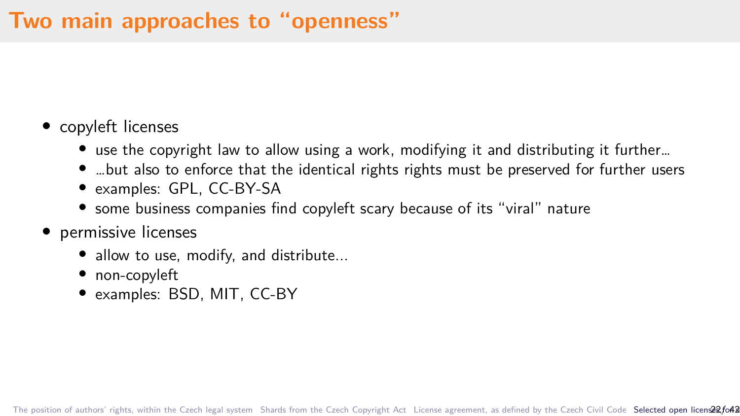# Two main approaches to "openness"

- copyleft licenses
  - use the copyright law to allow using a work, modifying it and distributing it further...
  - ...but also to enforce that the identical rights rights must be preserved for further users
  - examples: GPL, CC-BY-SA
  - some business companies find copyleft scary because of its "viral" nature
- permissive licenses
  - allow to use, modify, and distribute...
  - non-copyleft
  - examples: BSD, MIT, CC-BY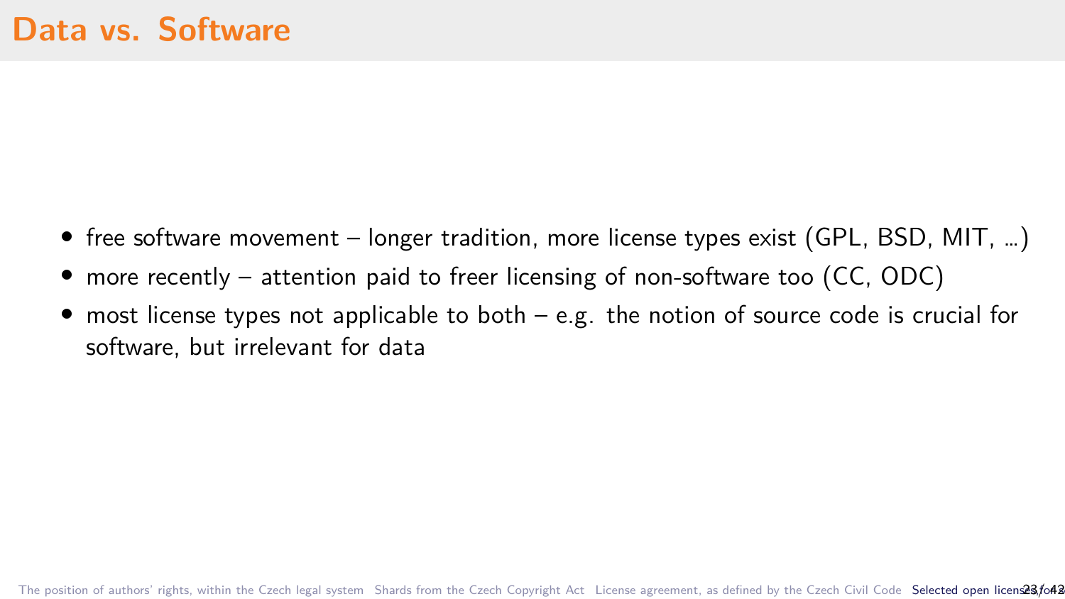# Data vs. Software

- free software movement – longer tradition, more license types exist (GPL, BSD, MIT, ...)
- more recently – attention paid to freer licensing of non-software too (CC, ODC)
- most license types not applicable to both – e.g. the notion of source code is crucial for software, but irrelevant for data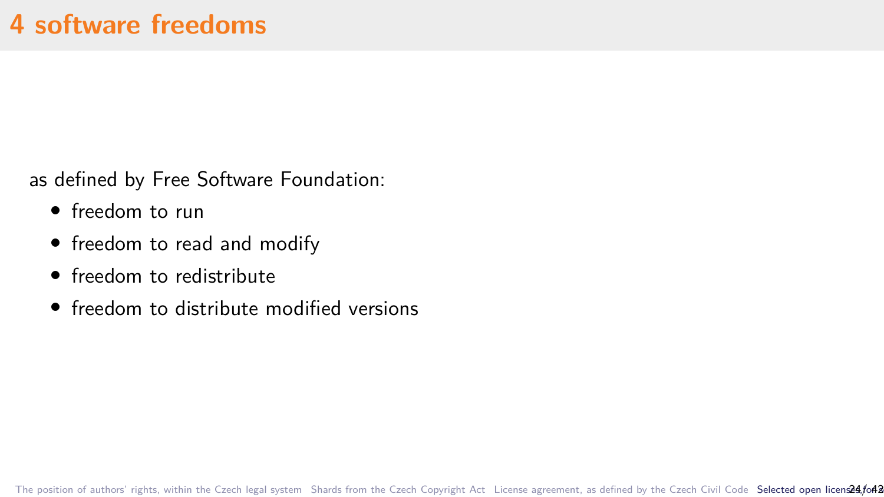# 4 software freedoms

as defined by Free Software Foundation:

- freedom to run
- freedom to read and modify
- freedom to redistribute
- freedom to distribute modified versions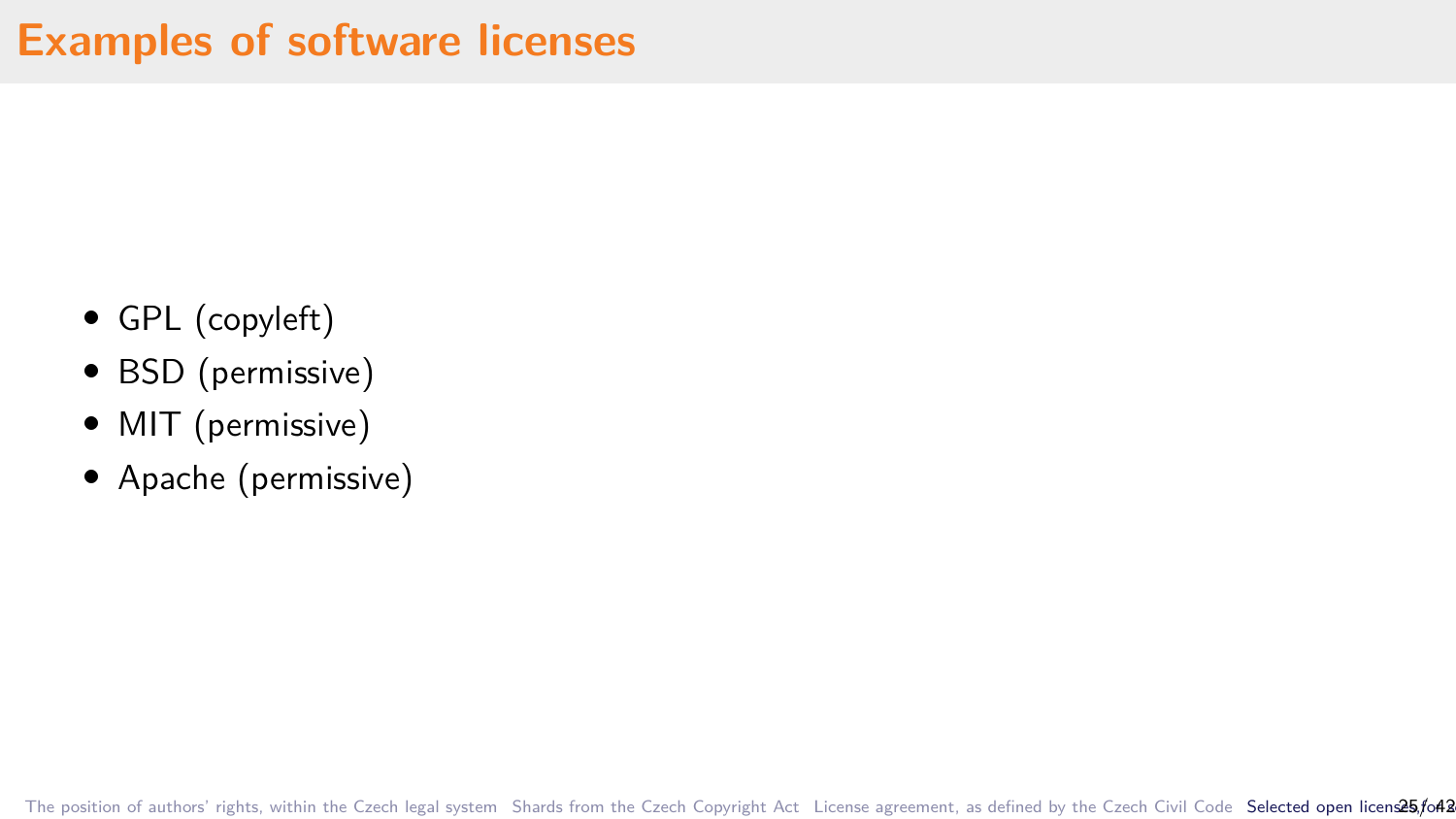# Examples of software licenses

- GPL (copyleft)
- BSD (permissive)
- MIT (permissive)
- Apache (permissive)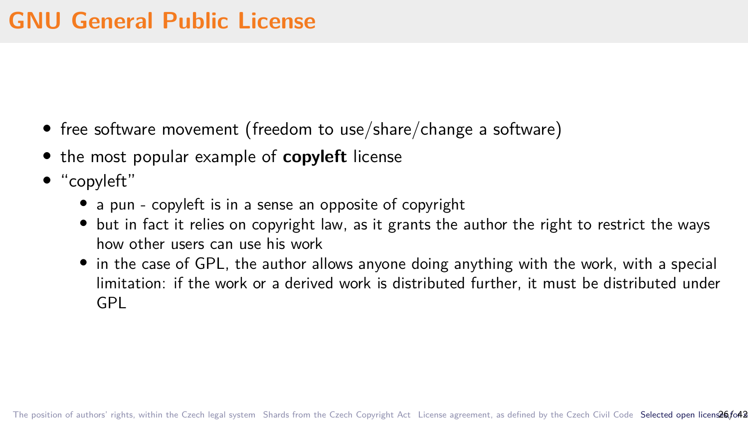# GNU General Public License

- free software movement (freedom to use/share/change a software)
- the most popular example of **copyleft** license
- “copyleft”
  - a pun - copyleft is in a sense an opposite of copyright
  - but in fact it relies on copyright law, as it grants the author the right to restrict the ways how other users can use his work
  - in the case of GPL, the author allows anyone doing anything with the work, with a special limitation: if the work or a derived work is distributed further, it must be distributed under GPL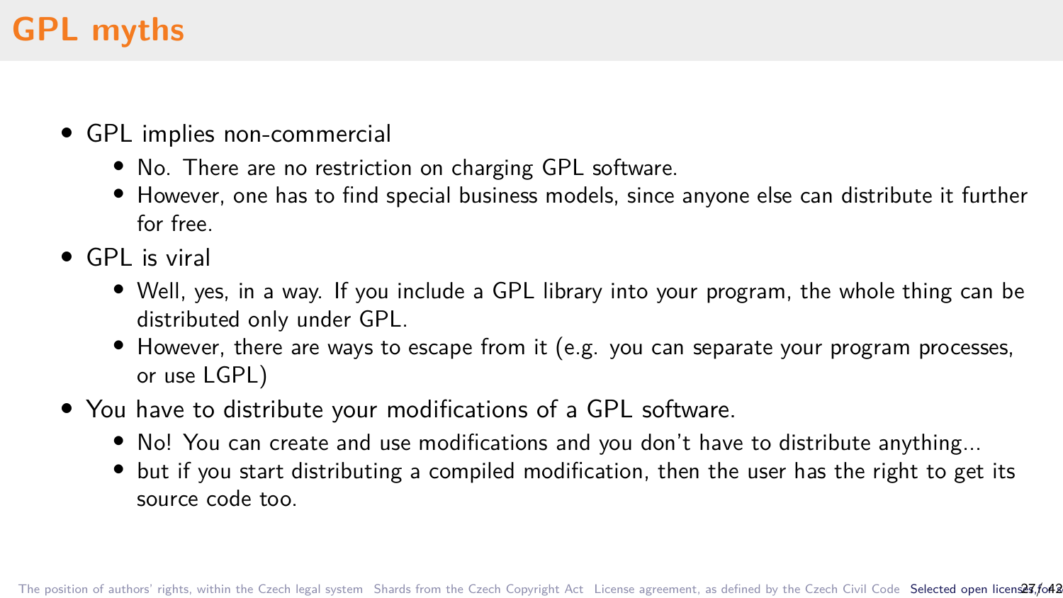# GPL myths

- GPL implies non-commercial
  - No. There are no restriction on charging GPL software.
  - However, one has to find special business models, since anyone else can distribute it further for free.
- GPL is viral
  - Well, yes, in a way. If you include a GPL library into your program, the whole thing can be distributed only under GPL.
  - However, there are ways to escape from it (e.g. you can separate your program processes, or use LGPL)
- You have to distribute your modifications of a GPL software.
  - No! You can create and use modifications and you don't have to distribute anything...
  - but if you start distributing a compiled modification, then the user has the right to get its source code too.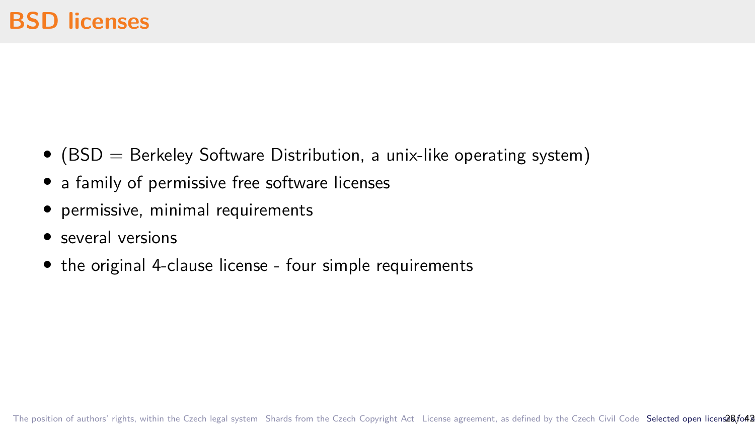# BSD licenses

- (BSD = Berkeley Software Distribution, a unix-like operating system)
- a family of permissive free software licenses
- permissive, minimal requirements
- several versions
- the original 4-clause license - four simple requirements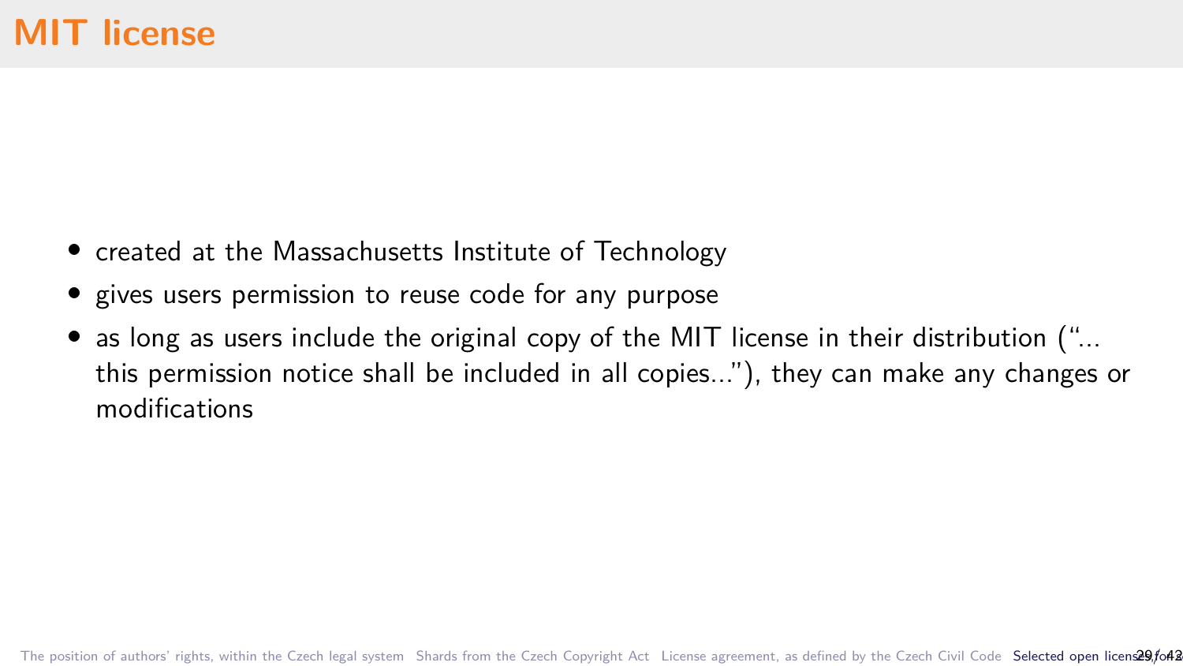# MIT license

- created at the Massachusetts Institute of Technology
- gives users permission to reuse code for any purpose
- as long as users include the original copy of the MIT license in their distribution ("... this permission notice shall be included in all copies..."), they can make any changes or modifications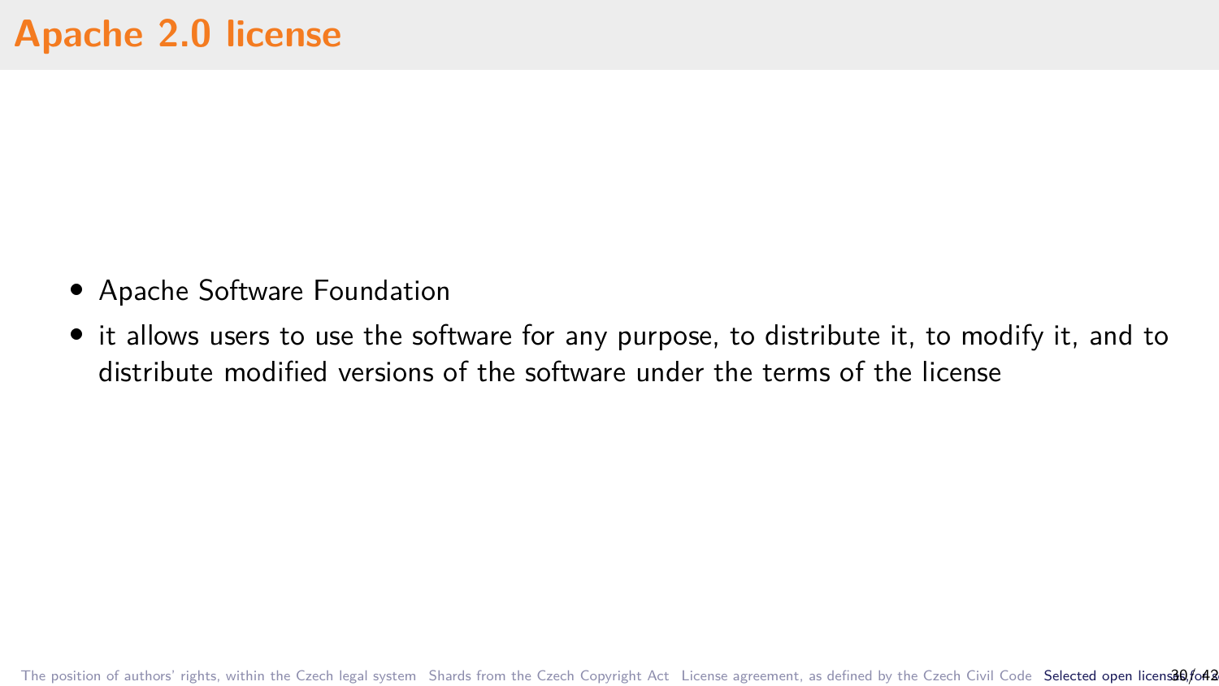# Apache 2.0 license

- Apache Software Foundation
- it allows users to use the software for any purpose, to distribute it, to modify it, and to distribute modified versions of the software under the terms of the license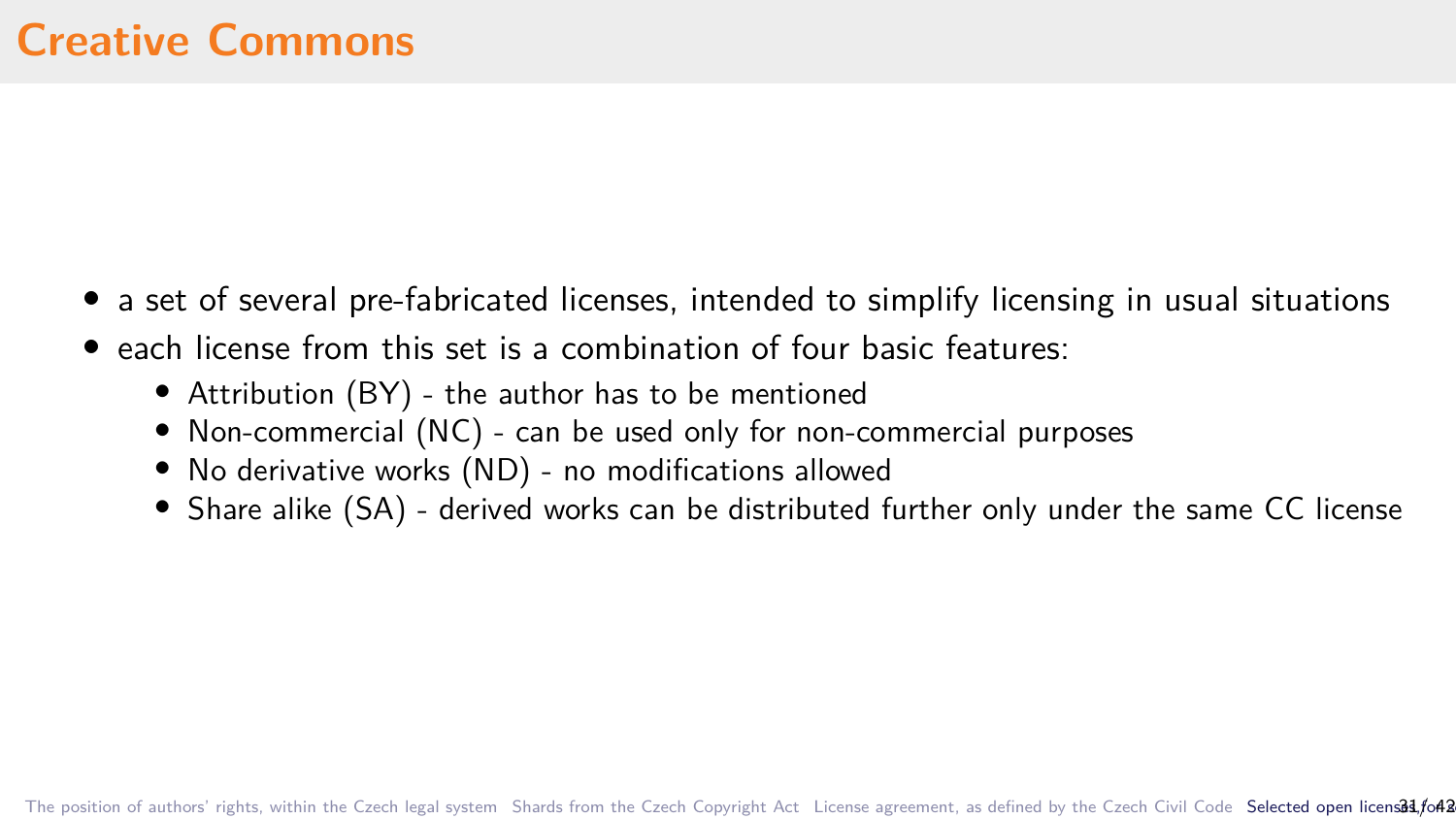# Creative Commons

- a set of several pre-fabricated licenses, intended to simplify licensing in usual situations
- each license from this set is a combination of four basic features:
  - Attribution (BY) - the author has to be mentioned
  - Non-commercial (NC) - can be used only for non-commercial purposes
  - No derivative works (ND) - no modifications allowed
  - Share alike (SA) - derived works can be distributed further only under the same CC license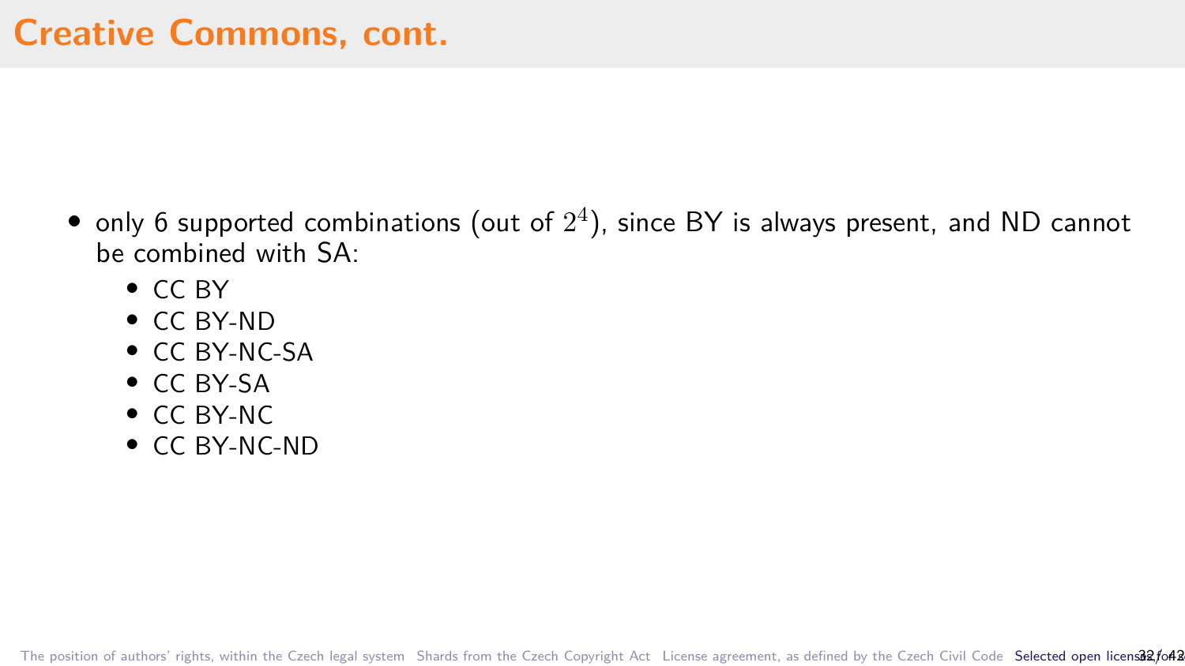# Creative Commons, cont.

- only 6 supported combinations (out of $2^4$), since BY is always present, and ND cannot be combined with SA:
  - CC BY
  - CC BY-ND
  - CC BY-NC-SA
  - CC BY-SA
  - CC BY-NC
  - CC BY-NC-ND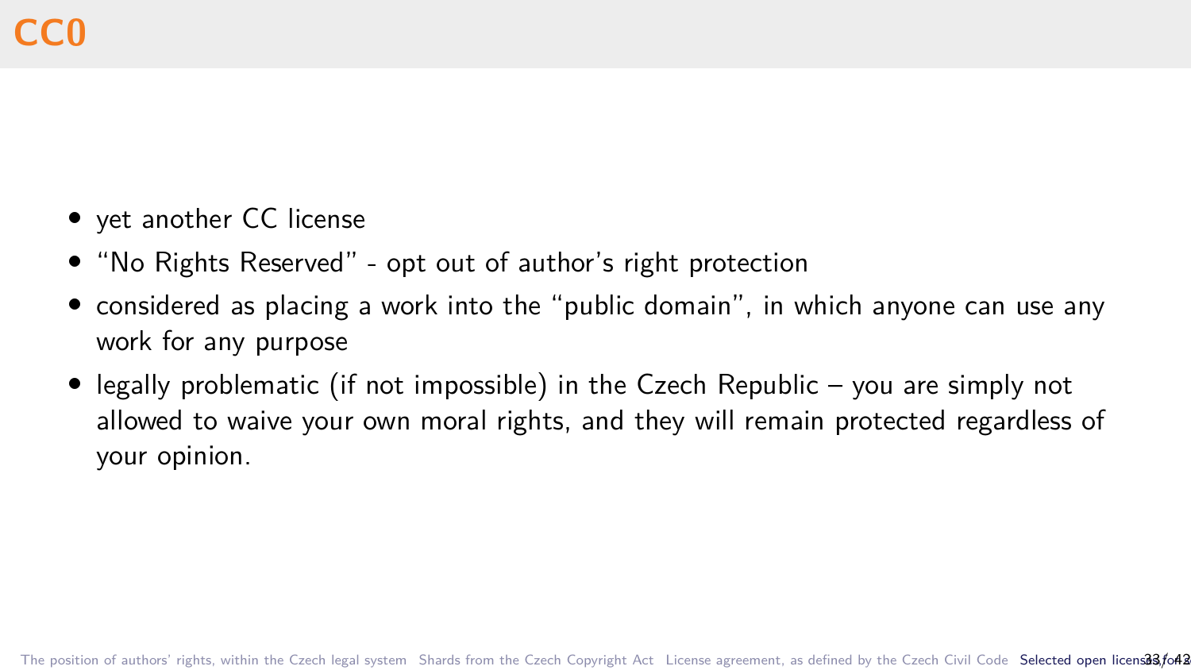# CC0

- yet another CC license
- “No Rights Reserved” - opt out of author’s right protection
- considered as placing a work into the “public domain”, in which anyone can use any work for any purpose
- legally problematic (if not impossible) in the Czech Republic – you are simply not allowed to waive your own moral rights, and they will remain protected regardless of your opinion.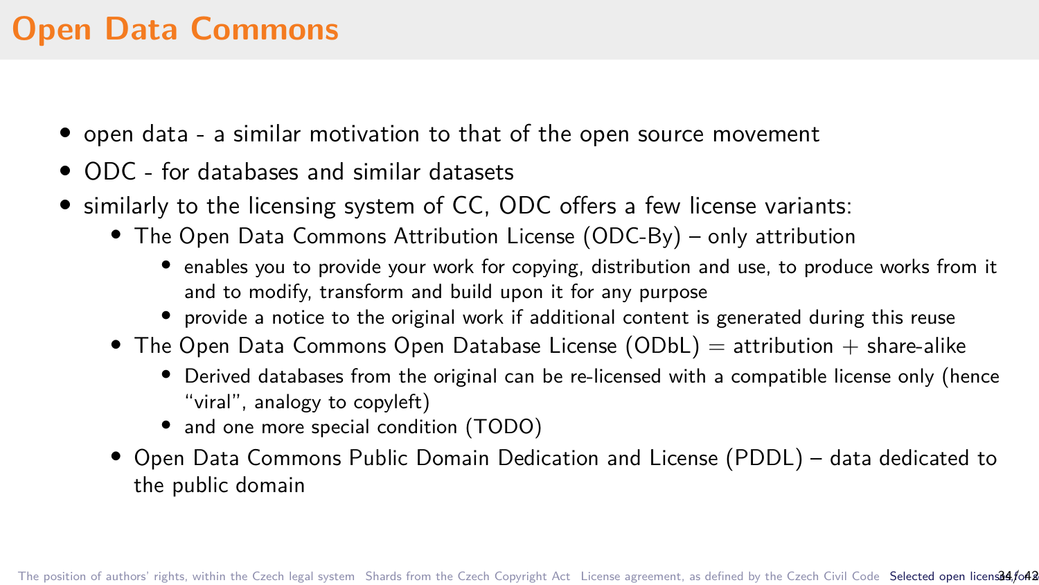# Open Data Commons

- open data - a similar motivation to that of the open source movement
- ODC - for databases and similar datasets
- similarly to the licensing system of CC, ODC offers a few license variants:
  - The Open Data Commons Attribution License (ODC-By) – only attribution
    - enables you to provide your work for copying, distribution and use, to produce works from it and to modify, transform and build upon it for any purpose
    - provide a notice to the original work if additional content is generated during this reuse
  - The Open Data Commons Open Database License (ODbL) = attribution + share-alike
    - Derived databases from the original can be re-licensed with a compatible license only (hence "viral", analogy to copyleft)
    - and one more special condition (TODO)
  - Open Data Commons Public Domain Dedication and License (PDDL) – data dedicated to the public domain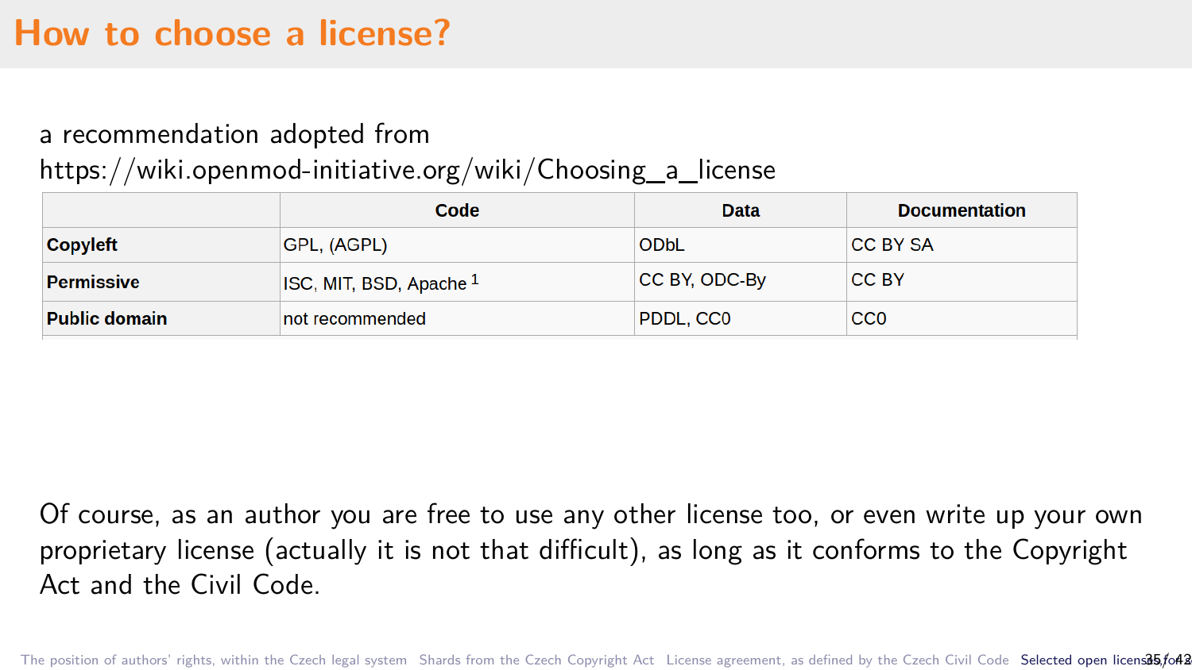# How to choose a license?

a recommendation adopted from
https://wiki.openmod-initiative.org/wiki/Choosing_a_license

| | Code | Data | Documentation |
|---|---|---|---|
| **Copyleft** | GPL, (AGPL) | ODbL | CC BY SA |
| **Permissive** | ISC, MIT, BSD, Apache [1] | CC BY, ODC-By | CC BY |
| **Public domain** | not recommended | PDDL, CC0 | CC0 |

Of course, as an author you are free to use any other license too, or even write up your own proprietary license (actually it is not that difficult), as long as it conforms to the Copyright Act and the Civil Code.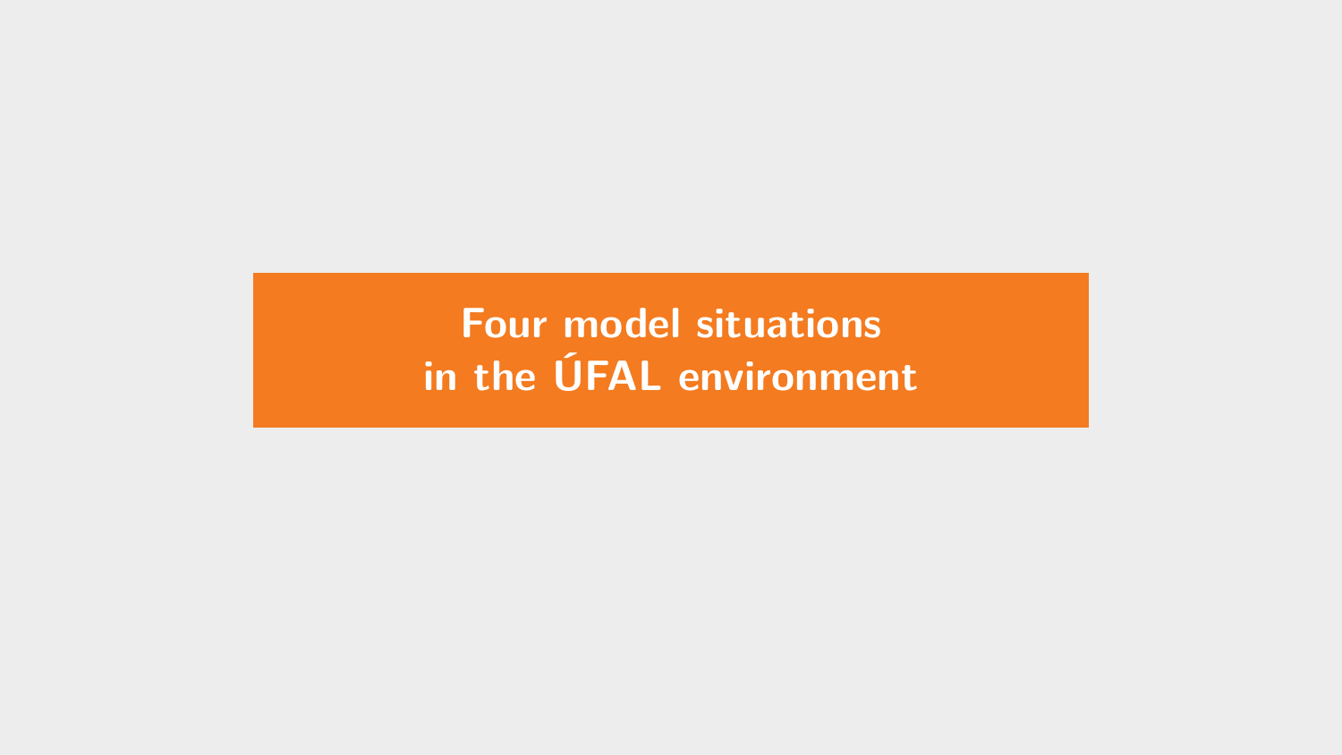# Four model situations in the ÚFAL environment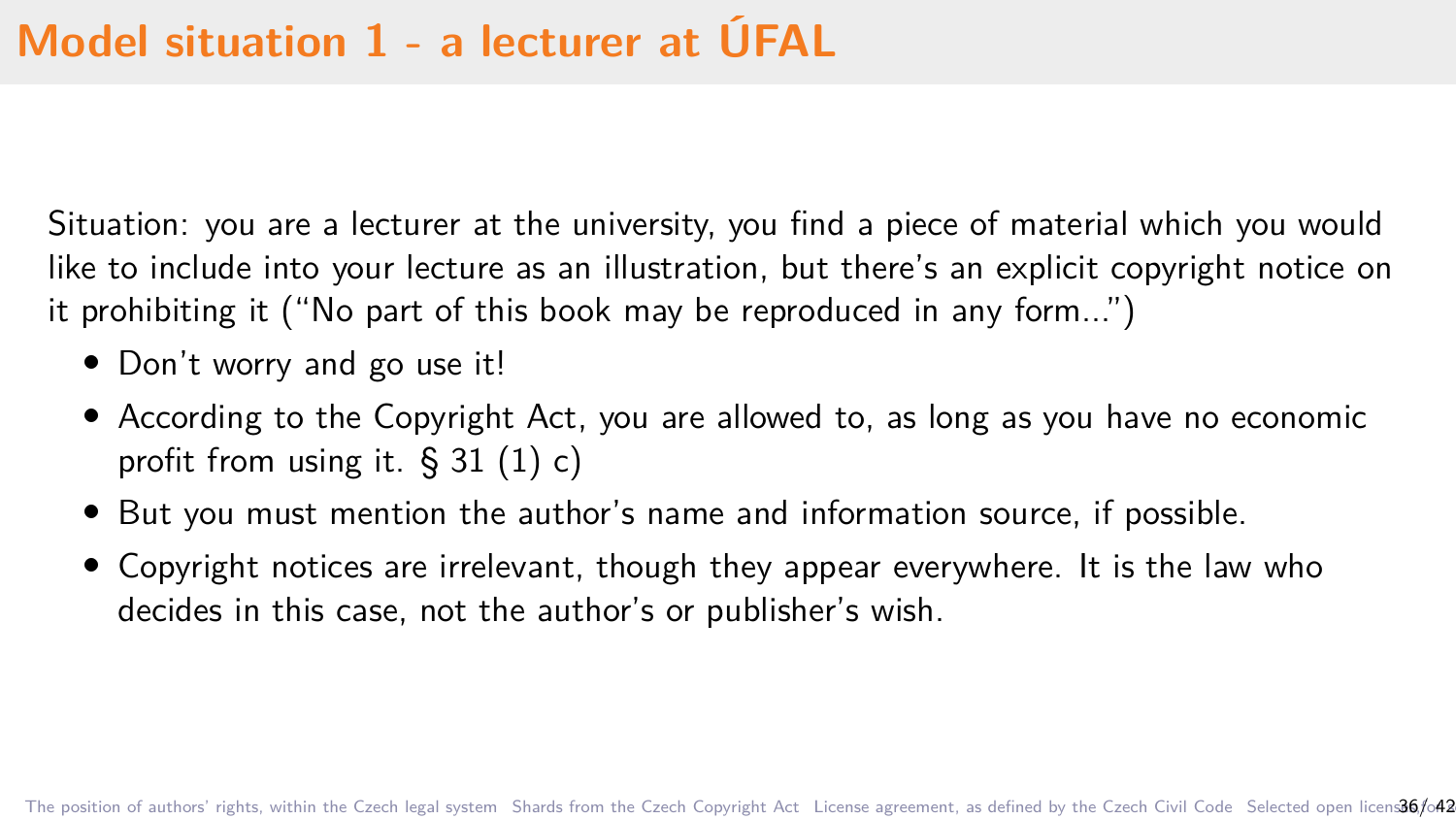# Model situation 1 - a lecturer at ÚFAL

Situation: you are a lecturer at the university, you find a piece of material which you would like to include into your lecture as an illustration, but there's an explicit copyright notice on it prohibiting it ("No part of this book may be reproduced in any form...")

- Don't worry and go use it!
- According to the Copyright Act, you are allowed to, as long as you have no economic profit from using it. § 31 (1) c)
- But you must mention the author's name and information source, if possible.
- Copyright notices are irrelevant, though they appear everywhere. It is the law who decides in this case, not the author's or publisher's wish.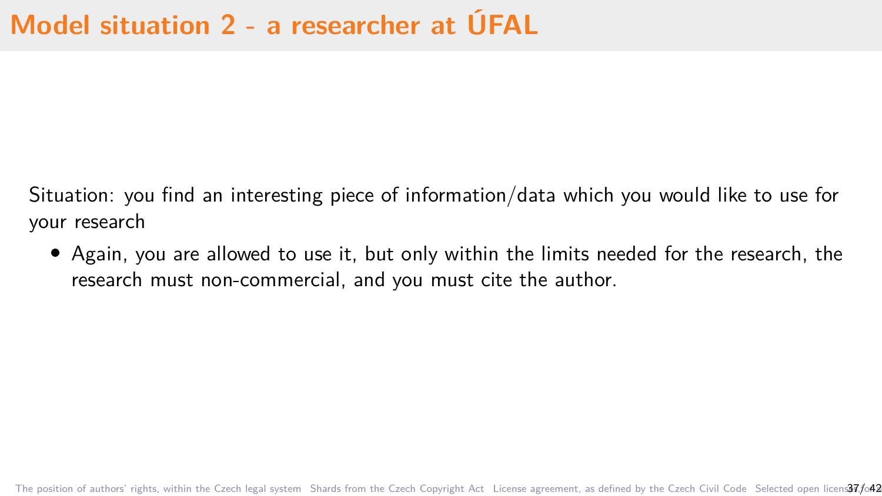# Model situation 2 - a researcher at ÚFAL

Situation: you find an interesting piece of information/data which you would like to use for your research

- Again, you are allowed to use it, but only within the limits needed for the research, the research must non-commercial, and you must cite the author.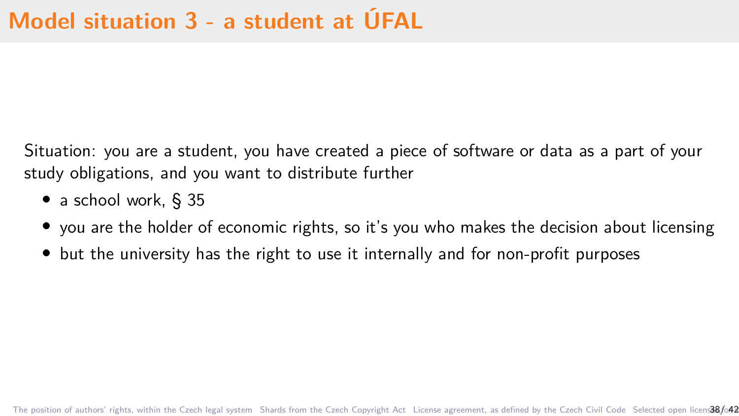# Model situation 3 - a student at ÚFAL

Situation: you are a student, you have created a piece of software or data as a part of your study obligations, and you want to distribute further

- a school work, § 35
- you are the holder of economic rights, so it's you who makes the decision about licensing
- but the university has the right to use it internally and for non-profit purposes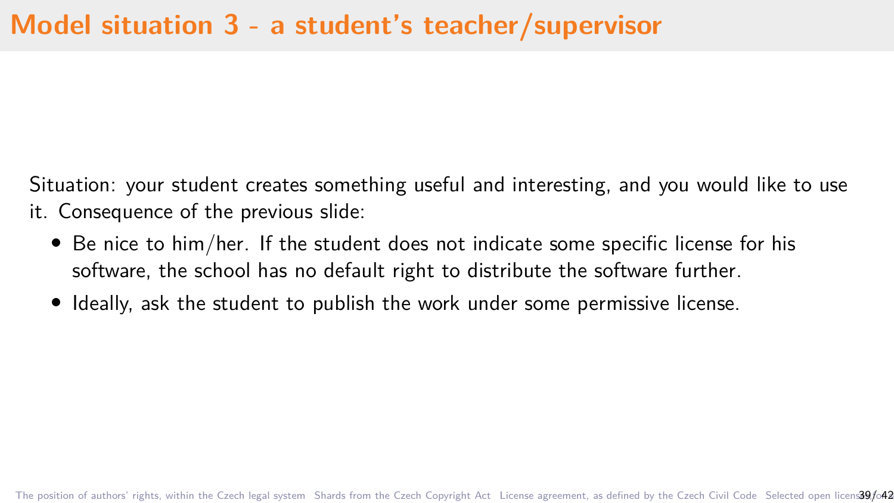# Model situation 3 - a student's teacher/supervisor

Situation: your student creates something useful and interesting, and you would like to use it. Consequence of the previous slide:

- Be nice to him/her. If the student does not indicate some specific license for his software, the school has no default right to distribute the software further.
- Ideally, ask the student to publish the work under some permissive license.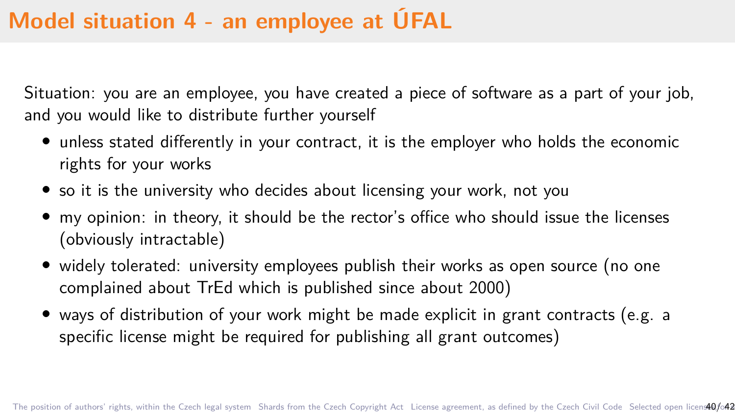# Model situation 4 - an employee at ÚFAL

Situation: you are an employee, you have created a piece of software as a part of your job, and you would like to distribute further yourself

- unless stated differently in your contract, it is the employer who holds the economic rights for your works
- so it is the university who decides about licensing your work, not you
- my opinion: in theory, it should be the rector's office who should issue the licenses (obviously intractable)
- widely tolerated: university employees publish their works as open source (no one complained about TrEd which is published since about 2000)
- ways of distribution of your work might be made explicit in grant contracts (e.g. a specific license might be required for publishing all grant outcomes)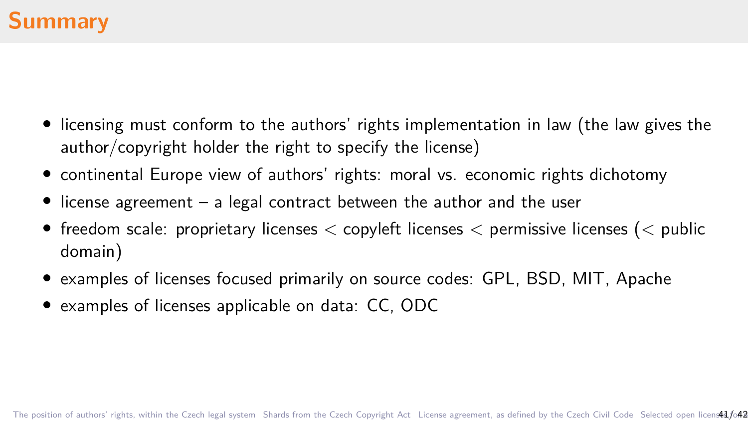# Summary

- licensing must conform to the authors' rights implementation in law (the law gives the author/copyright holder the right to specify the license)
- continental Europe view of authors' rights: moral vs. economic rights dichotomy
- license agreement – a legal contract between the author and the user
- freedom scale: proprietary licenses $<$ copyleft licenses $<$ permissive licenses ($<$ public domain)
- examples of licenses focused primarily on source codes: GPL, BSD, MIT, Apache
- examples of licenses applicable on data: CC, ODC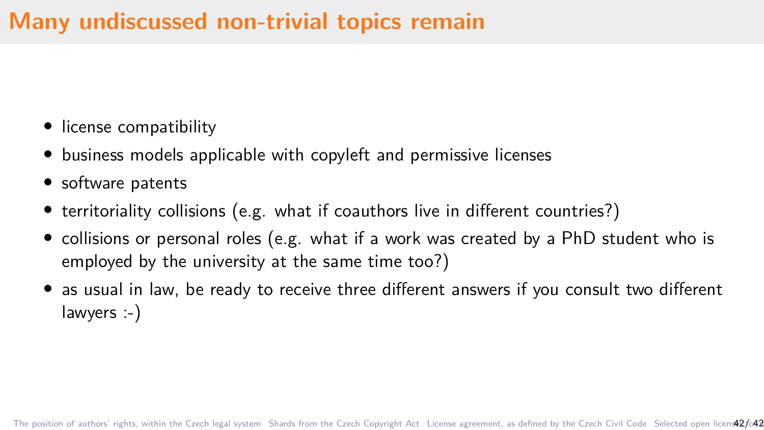# Many undiscussed non-trivial topics remain

- license compatibility
- business models applicable with copyleft and permissive licenses
- software patents
- territoriality collisions (e.g. what if coauthors live in different countries?)
- collisions or personal roles (e.g. what if a work was created by a PhD student who is employed by the university at the same time too?)
- as usual in law, be ready to receive three different answers if you consult two different lawyers :-)